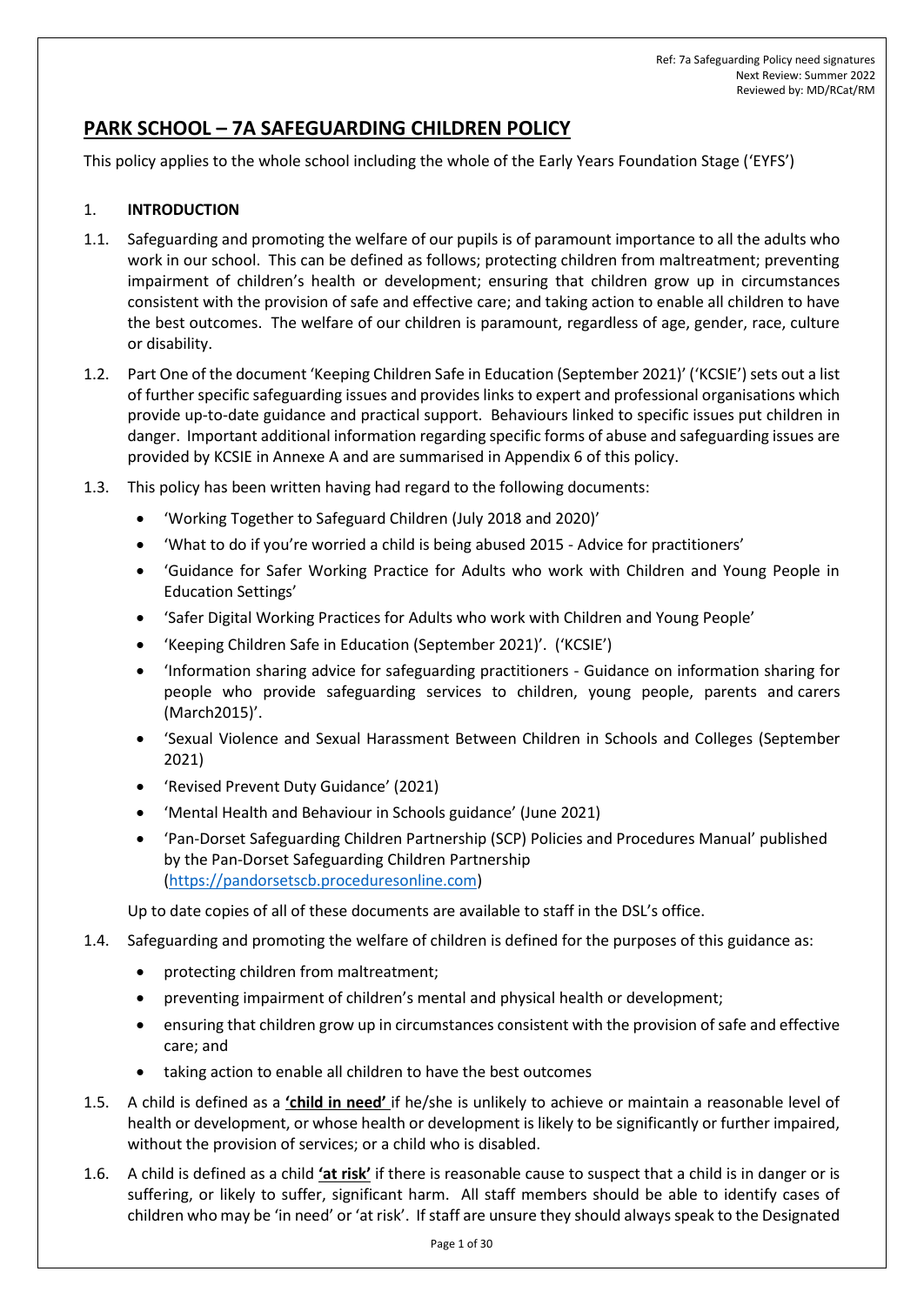Ref: 7a Safeguarding Policy need signatures
Next Review: Summer 2022
Reviewed by: MD/RCat/RM

# PARK SCHOOL – 7A SAFEGUARDING CHILDREN POLICY

This policy applies to the whole school including the whole of the Early Years Foundation Stage ('EYFS')

## 1. INTRODUCTION

1.1. Safeguarding and promoting the welfare of our pupils is of paramount importance to all the adults who work in our school. This can be defined as follows; protecting children from maltreatment; preventing impairment of children's health or development; ensuring that children grow up in circumstances consistent with the provision of safe and effective care; and taking action to enable all children to have the best outcomes. The welfare of our children is paramount, regardless of age, gender, race, culture or disability.

1.2. Part One of the document 'Keeping Children Safe in Education (September 2021)' ('KCSIE') sets out a list of further specific safeguarding issues and provides links to expert and professional organisations which provide up-to-date guidance and practical support. Behaviours linked to specific issues put children in danger. Important additional information regarding specific forms of abuse and safeguarding issues are provided by KCSIE in Annexe A and are summarised in Appendix 6 of this policy.

1.3. This policy has been written having had regard to the following documents:

- 'Working Together to Safeguard Children (July 2018 and 2020)'
- 'What to do if you're worried a child is being abused 2015 - Advice for practitioners'
- 'Guidance for Safer Working Practice for Adults who work with Children and Young People in Education Settings'
- 'Safer Digital Working Practices for Adults who work with Children and Young People'
- 'Keeping Children Safe in Education (September 2021)'. ('KCSIE')
- 'Information sharing advice for safeguarding practitioners - Guidance on information sharing for people who provide safeguarding services to children, young people, parents and carers (March2015)'.
- 'Sexual Violence and Sexual Harassment Between Children in Schools and Colleges (September 2021)
- 'Revised Prevent Duty Guidance' (2021)
- 'Mental Health and Behaviour in Schools guidance' (June 2021)
- 'Pan-Dorset Safeguarding Children Partnership (SCP) Policies and Procedures Manual' published by the Pan-Dorset Safeguarding Children Partnership (https://pandorsetscb.proceduresonline.com)

Up to date copies of all of these documents are available to staff in the DSL's office.

1.4. Safeguarding and promoting the welfare of children is defined for the purposes of this guidance as:

- protecting children from maltreatment;
- preventing impairment of children's mental and physical health or development;
- ensuring that children grow up in circumstances consistent with the provision of safe and effective care; and
- taking action to enable all children to have the best outcomes

1.5. A child is defined as a **'child in need'** if he/she is unlikely to achieve or maintain a reasonable level of health or development, or whose health or development is likely to be significantly or further impaired, without the provision of services; or a child who is disabled.

1.6. A child is defined as a child **'at risk'** if there is reasonable cause to suspect that a child is in danger or is suffering, or likely to suffer, significant harm. All staff members should be able to identify cases of children who may be 'in need' or 'at risk'. If staff are unsure they should always speak to the Designated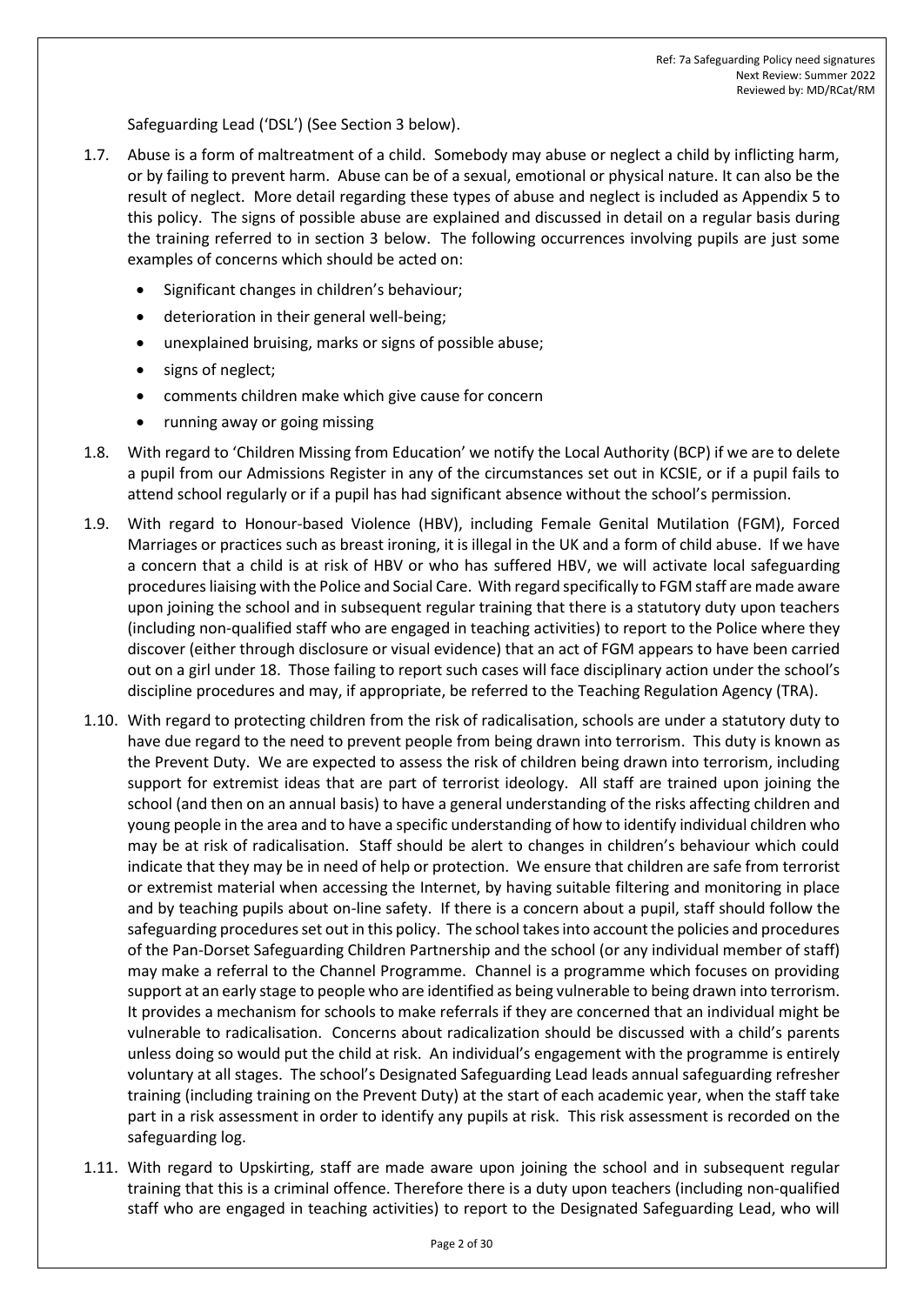Safeguarding Lead ('DSL') (See Section 3 below).

1.7. Abuse is a form of maltreatment of a child. Somebody may abuse or neglect a child by inflicting harm, or by failing to prevent harm. Abuse can be of a sexual, emotional or physical nature. It can also be the result of neglect. More detail regarding these types of abuse and neglect is included as Appendix 5 to this policy. The signs of possible abuse are explained and discussed in detail on a regular basis during the training referred to in section 3 below. The following occurrences involving pupils are just some examples of concerns which should be acted on:

   - Significant changes in children's behaviour;
   - deterioration in their general well-being;
   - unexplained bruising, marks or signs of possible abuse;
   - signs of neglect;
   - comments children make which give cause for concern
   - running away or going missing

1.8. With regard to 'Children Missing from Education' we notify the Local Authority (BCP) if we are to delete a pupil from our Admissions Register in any of the circumstances set out in KCSIE, or if a pupil fails to attend school regularly or if a pupil has had significant absence without the school's permission.

1.9. With regard to Honour-based Violence (HBV), including Female Genital Mutilation (FGM), Forced Marriages or practices such as breast ironing, it is illegal in the UK and a form of child abuse. If we have a concern that a child is at risk of HBV or who has suffered HBV, we will activate local safeguarding procedures liaising with the Police and Social Care. With regard specifically to FGM staff are made aware upon joining the school and in subsequent regular training that there is a statutory duty upon teachers (including non-qualified staff who are engaged in teaching activities) to report to the Police where they discover (either through disclosure or visual evidence) that an act of FGM appears to have been carried out on a girl under 18. Those failing to report such cases will face disciplinary action under the school's discipline procedures and may, if appropriate, be referred to the Teaching Regulation Agency (TRA).

1.10. With regard to protecting children from the risk of radicalisation, schools are under a statutory duty to have due regard to the need to prevent people from being drawn into terrorism. This duty is known as the Prevent Duty. We are expected to assess the risk of children being drawn into terrorism, including support for extremist ideas that are part of terrorist ideology. All staff are trained upon joining the school (and then on an annual basis) to have a general understanding of the risks affecting children and young people in the area and to have a specific understanding of how to identify individual children who may be at risk of radicalisation. Staff should be alert to changes in children's behaviour which could indicate that they may be in need of help or protection. We ensure that children are safe from terrorist or extremist material when accessing the Internet, by having suitable filtering and monitoring in place and by teaching pupils about on-line safety. If there is a concern about a pupil, staff should follow the safeguarding procedures set out in this policy. The school takes into account the policies and procedures of the Pan-Dorset Safeguarding Children Partnership and the school (or any individual member of staff) may make a referral to the Channel Programme. Channel is a programme which focuses on providing support at an early stage to people who are identified as being vulnerable to being drawn into terrorism. It provides a mechanism for schools to make referrals if they are concerned that an individual might be vulnerable to radicalisation. Concerns about radicalization should be discussed with a child's parents unless doing so would put the child at risk. An individual's engagement with the programme is entirely voluntary at all stages. The school's Designated Safeguarding Lead leads annual safeguarding refresher training (including training on the Prevent Duty) at the start of each academic year, when the staff take part in a risk assessment in order to identify any pupils at risk. This risk assessment is recorded on the safeguarding log.

1.11. With regard to Upskirting, staff are made aware upon joining the school and in subsequent regular training that this is a criminal offence. Therefore there is a duty upon teachers (including non-qualified staff who are engaged in teaching activities) to report to the Designated Safeguarding Lead, who will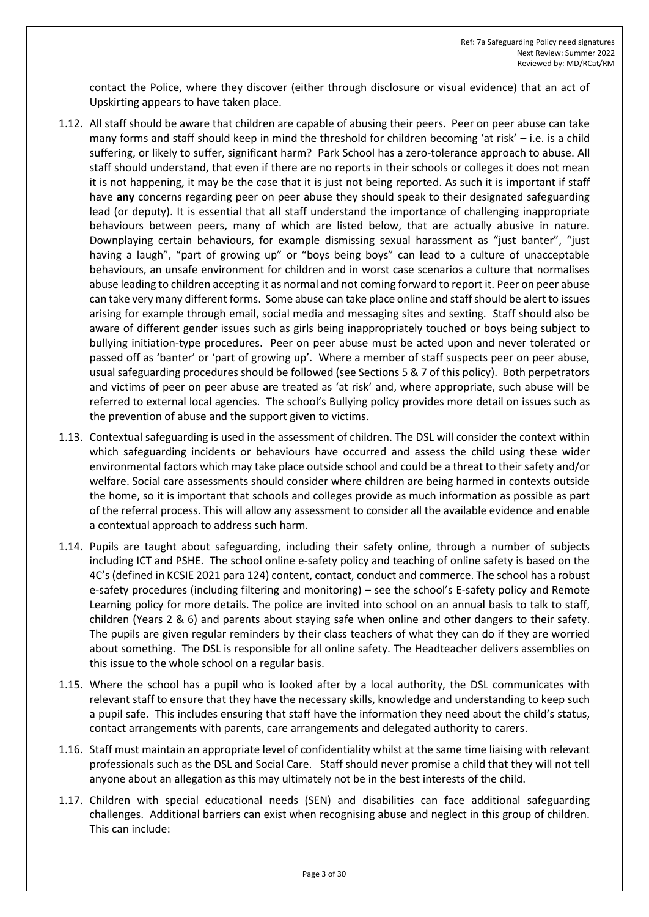contact the Police, where they discover (either through disclosure or visual evidence) that an act of Upskirting appears to have taken place.

1.12. All staff should be aware that children are capable of abusing their peers. Peer on peer abuse can take many forms and staff should keep in mind the threshold for children becoming 'at risk' – i.e. is a child suffering, or likely to suffer, significant harm? Park School has a zero-tolerance approach to abuse. All staff should understand, that even if there are no reports in their schools or colleges it does not mean it is not happening, it may be the case that it is just not being reported. As such it is important if staff have **any** concerns regarding peer on peer abuse they should speak to their designated safeguarding lead (or deputy). It is essential that **all** staff understand the importance of challenging inappropriate behaviours between peers, many of which are listed below, that are actually abusive in nature. Downplaying certain behaviours, for example dismissing sexual harassment as "just banter", "just having a laugh", "part of growing up" or "boys being boys" can lead to a culture of unacceptable behaviours, an unsafe environment for children and in worst case scenarios a culture that normalises abuse leading to children accepting it as normal and not coming forward to report it. Peer on peer abuse can take very many different forms. Some abuse can take place online and staff should be alert to issues arising for example through email, social media and messaging sites and sexting. Staff should also be aware of different gender issues such as girls being inappropriately touched or boys being subject to bullying initiation-type procedures. Peer on peer abuse must be acted upon and never tolerated or passed off as 'banter' or 'part of growing up'. Where a member of staff suspects peer on peer abuse, usual safeguarding procedures should be followed (see Sections 5 & 7 of this policy). Both perpetrators and victims of peer on peer abuse are treated as 'at risk' and, where appropriate, such abuse will be referred to external local agencies. The school's Bullying policy provides more detail on issues such as the prevention of abuse and the support given to victims.

1.13. Contextual safeguarding is used in the assessment of children. The DSL will consider the context within which safeguarding incidents or behaviours have occurred and assess the child using these wider environmental factors which may take place outside school and could be a threat to their safety and/or welfare. Social care assessments should consider where children are being harmed in contexts outside the home, so it is important that schools and colleges provide as much information as possible as part of the referral process. This will allow any assessment to consider all the available evidence and enable a contextual approach to address such harm.

1.14. Pupils are taught about safeguarding, including their safety online, through a number of subjects including ICT and PSHE. The school online e-safety policy and teaching of online safety is based on the 4C's (defined in KCSIE 2021 para 124) content, contact, conduct and commerce. The school has a robust e-safety procedures (including filtering and monitoring) – see the school's E-safety policy and Remote Learning policy for more details. The police are invited into school on an annual basis to talk to staff, children (Years 2 & 6) and parents about staying safe when online and other dangers to their safety. The pupils are given regular reminders by their class teachers of what they can do if they are worried about something. The DSL is responsible for all online safety. The Headteacher delivers assemblies on this issue to the whole school on a regular basis.

1.15. Where the school has a pupil who is looked after by a local authority, the DSL communicates with relevant staff to ensure that they have the necessary skills, knowledge and understanding to keep such a pupil safe. This includes ensuring that staff have the information they need about the child's status, contact arrangements with parents, care arrangements and delegated authority to carers.

1.16. Staff must maintain an appropriate level of confidentiality whilst at the same time liaising with relevant professionals such as the DSL and Social Care. Staff should never promise a child that they will not tell anyone about an allegation as this may ultimately not be in the best interests of the child.

1.17. Children with special educational needs (SEN) and disabilities can face additional safeguarding challenges. Additional barriers can exist when recognising abuse and neglect in this group of children. This can include: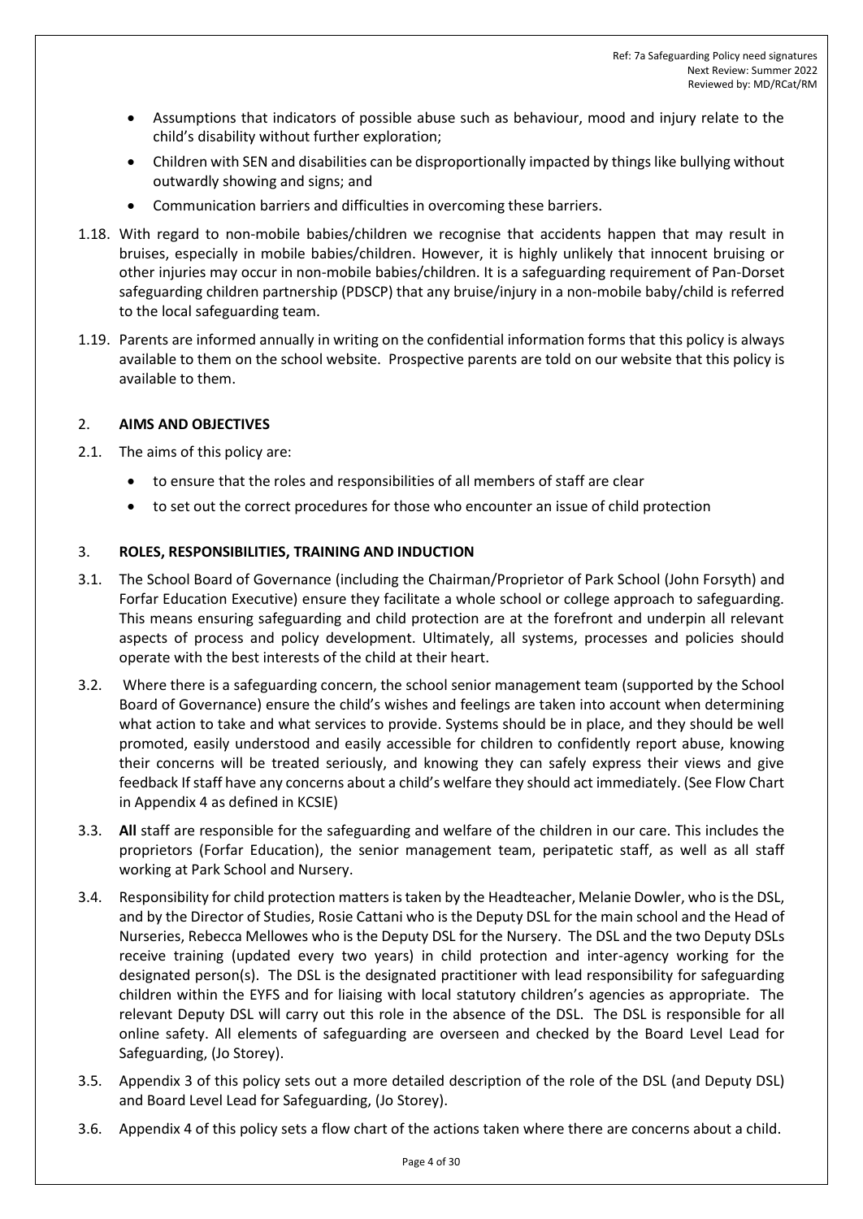- Assumptions that indicators of possible abuse such as behaviour, mood and injury relate to the child's disability without further exploration;
- Children with SEN and disabilities can be disproportionally impacted by things like bullying without outwardly showing and signs; and
- Communication barriers and difficulties in overcoming these barriers.

1.18. With regard to non-mobile babies/children we recognise that accidents happen that may result in bruises, especially in mobile babies/children. However, it is highly unlikely that innocent bruising or other injuries may occur in non-mobile babies/children. It is a safeguarding requirement of Pan-Dorset safeguarding children partnership (PDSCP) that any bruise/injury in a non-mobile baby/child is referred to the local safeguarding team.

1.19. Parents are informed annually in writing on the confidential information forms that this policy is always available to them on the school website. Prospective parents are told on our website that this policy is available to them.

## 2. AIMS AND OBJECTIVES

2.1. The aims of this policy are:

- to ensure that the roles and responsibilities of all members of staff are clear
- to set out the correct procedures for those who encounter an issue of child protection

## 3. ROLES, RESPONSIBILITIES, TRAINING AND INDUCTION

3.1. The School Board of Governance (including the Chairman/Proprietor of Park School (John Forsyth) and Forfar Education Executive) ensure they facilitate a whole school or college approach to safeguarding. This means ensuring safeguarding and child protection are at the forefront and underpin all relevant aspects of process and policy development. Ultimately, all systems, processes and policies should operate with the best interests of the child at their heart.

3.2. Where there is a safeguarding concern, the school senior management team (supported by the School Board of Governance) ensure the child's wishes and feelings are taken into account when determining what action to take and what services to provide. Systems should be in place, and they should be well promoted, easily understood and easily accessible for children to confidently report abuse, knowing their concerns will be treated seriously, and knowing they can safely express their views and give feedback If staff have any concerns about a child's welfare they should act immediately. (See Flow Chart in Appendix 4 as defined in KCSIE)

3.3. **All** staff are responsible for the safeguarding and welfare of the children in our care. This includes the proprietors (Forfar Education), the senior management team, peripatetic staff, as well as all staff working at Park School and Nursery.

3.4. Responsibility for child protection matters is taken by the Headteacher, Melanie Dowler, who is the DSL, and by the Director of Studies, Rosie Cattani who is the Deputy DSL for the main school and the Head of Nurseries, Rebecca Mellowes who is the Deputy DSL for the Nursery. The DSL and the two Deputy DSLs receive training (updated every two years) in child protection and inter-agency working for the designated person(s). The DSL is the designated practitioner with lead responsibility for safeguarding children within the EYFS and for liaising with local statutory children's agencies as appropriate. The relevant Deputy DSL will carry out this role in the absence of the DSL. The DSL is responsible for all online safety. All elements of safeguarding are overseen and checked by the Board Level Lead for Safeguarding, (Jo Storey).

3.5. Appendix 3 of this policy sets out a more detailed description of the role of the DSL (and Deputy DSL) and Board Level Lead for Safeguarding, (Jo Storey).

3.6. Appendix 4 of this policy sets a flow chart of the actions taken where there are concerns about a child.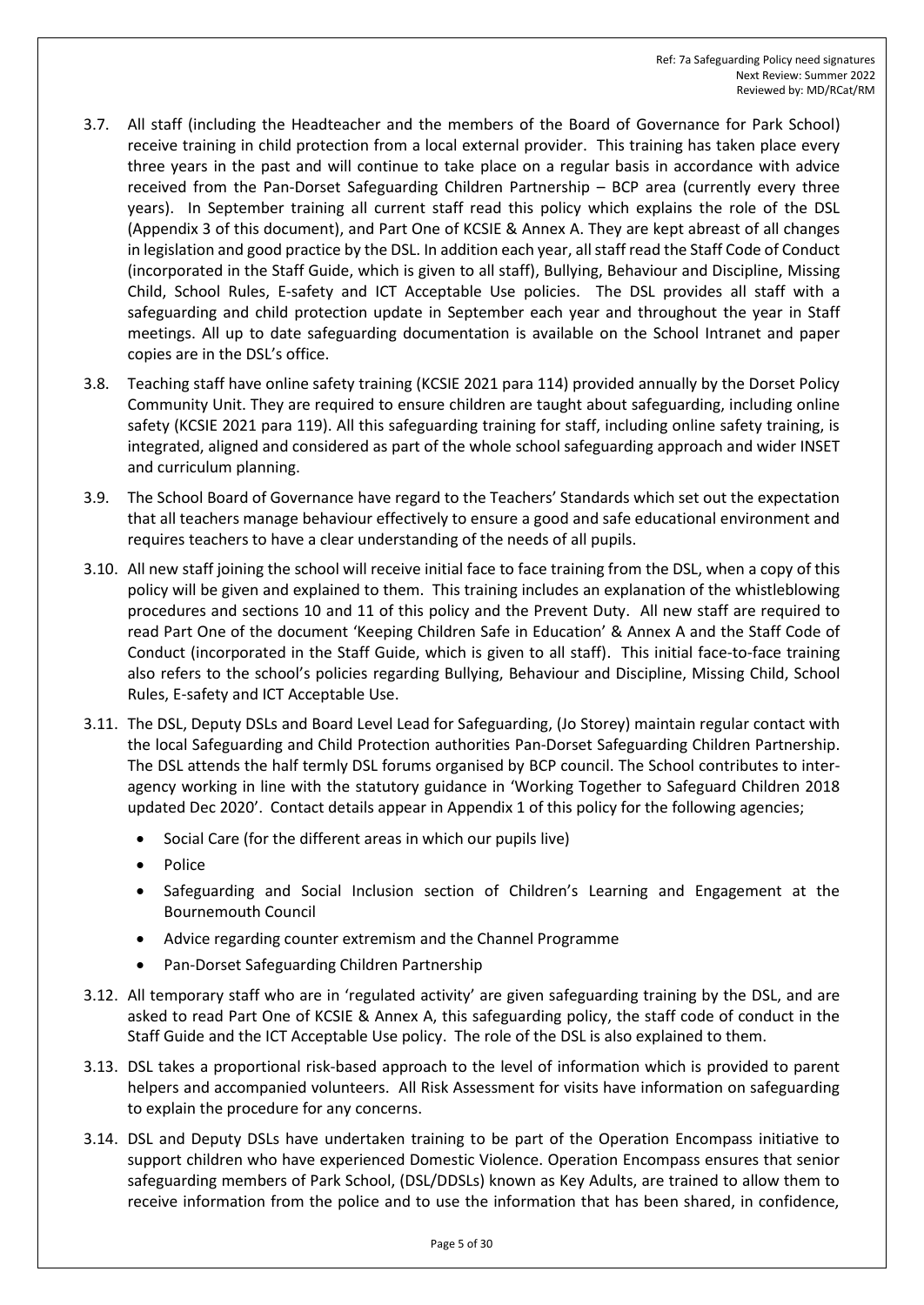3.7. All staff (including the Headteacher and the members of the Board of Governance for Park School) receive training in child protection from a local external provider. This training has taken place every three years in the past and will continue to take place on a regular basis in accordance with advice received from the Pan-Dorset Safeguarding Children Partnership – BCP area (currently every three years). In September training all current staff read this policy which explains the role of the DSL (Appendix 3 of this document), and Part One of KCSIE & Annex A. They are kept abreast of all changes in legislation and good practice by the DSL. In addition each year, all staff read the Staff Code of Conduct (incorporated in the Staff Guide, which is given to all staff), Bullying, Behaviour and Discipline, Missing Child, School Rules, E-safety and ICT Acceptable Use policies. The DSL provides all staff with a safeguarding and child protection update in September each year and throughout the year in Staff meetings. All up to date safeguarding documentation is available on the School Intranet and paper copies are in the DSL's office.

3.8. Teaching staff have online safety training (KCSIE 2021 para 114) provided annually by the Dorset Policy Community Unit. They are required to ensure children are taught about safeguarding, including online safety (KCSIE 2021 para 119). All this safeguarding training for staff, including online safety training, is integrated, aligned and considered as part of the whole school safeguarding approach and wider INSET and curriculum planning.

3.9. The School Board of Governance have regard to the Teachers' Standards which set out the expectation that all teachers manage behaviour effectively to ensure a good and safe educational environment and requires teachers to have a clear understanding of the needs of all pupils.

3.10. All new staff joining the school will receive initial face to face training from the DSL, when a copy of this policy will be given and explained to them. This training includes an explanation of the whistleblowing procedures and sections 10 and 11 of this policy and the Prevent Duty. All new staff are required to read Part One of the document 'Keeping Children Safe in Education' & Annex A and the Staff Code of Conduct (incorporated in the Staff Guide, which is given to all staff). This initial face-to-face training also refers to the school's policies regarding Bullying, Behaviour and Discipline, Missing Child, School Rules, E-safety and ICT Acceptable Use.

3.11. The DSL, Deputy DSLs and Board Level Lead for Safeguarding, (Jo Storey) maintain regular contact with the local Safeguarding and Child Protection authorities Pan-Dorset Safeguarding Children Partnership. The DSL attends the half termly DSL forums organised by BCP council. The School contributes to inter-agency working in line with the statutory guidance in 'Working Together to Safeguard Children 2018 updated Dec 2020'. Contact details appear in Appendix 1 of this policy for the following agencies;

- Social Care (for the different areas in which our pupils live)
- Police
- Safeguarding and Social Inclusion section of Children's Learning and Engagement at the Bournemouth Council
- Advice regarding counter extremism and the Channel Programme
- Pan-Dorset Safeguarding Children Partnership

3.12. All temporary staff who are in 'regulated activity' are given safeguarding training by the DSL, and are asked to read Part One of KCSIE & Annex A, this safeguarding policy, the staff code of conduct in the Staff Guide and the ICT Acceptable Use policy. The role of the DSL is also explained to them.

3.13. DSL takes a proportional risk-based approach to the level of information which is provided to parent helpers and accompanied volunteers. All Risk Assessment for visits have information on safeguarding to explain the procedure for any concerns.

3.14. DSL and Deputy DSLs have undertaken training to be part of the Operation Encompass initiative to support children who have experienced Domestic Violence. Operation Encompass ensures that senior safeguarding members of Park School, (DSL/DDSLs) known as Key Adults, are trained to allow them to receive information from the police and to use the information that has been shared, in confidence,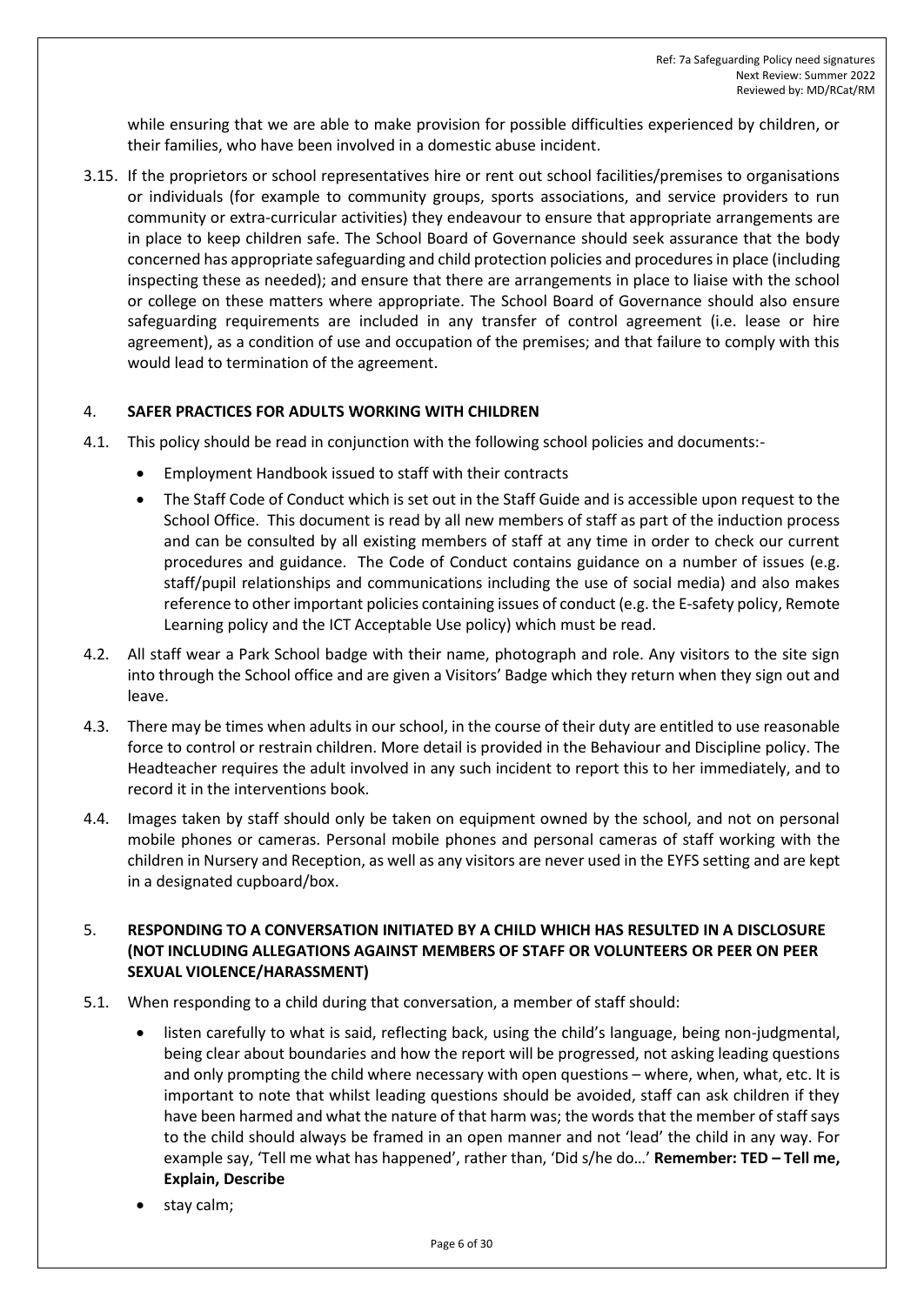while ensuring that we are able to make provision for possible difficulties experienced by children, or their families, who have been involved in a domestic abuse incident.

3.15. If the proprietors or school representatives hire or rent out school facilities/premises to organisations or individuals (for example to community groups, sports associations, and service providers to run community or extra-curricular activities) they endeavour to ensure that appropriate arrangements are in place to keep children safe. The School Board of Governance should seek assurance that the body concerned has appropriate safeguarding and child protection policies and procedures in place (including inspecting these as needed); and ensure that there are arrangements in place to liaise with the school or college on these matters where appropriate. The School Board of Governance should also ensure safeguarding requirements are included in any transfer of control agreement (i.e. lease or hire agreement), as a condition of use and occupation of the premises; and that failure to comply with this would lead to termination of the agreement.

## 4. SAFER PRACTICES FOR ADULTS WORKING WITH CHILDREN

4.1. This policy should be read in conjunction with the following school policies and documents:-

- Employment Handbook issued to staff with their contracts
- The Staff Code of Conduct which is set out in the Staff Guide and is accessible upon request to the School Office. This document is read by all new members of staff as part of the induction process and can be consulted by all existing members of staff at any time in order to check our current procedures and guidance. The Code of Conduct contains guidance on a number of issues (e.g. staff/pupil relationships and communications including the use of social media) and also makes reference to other important policies containing issues of conduct (e.g. the E-safety policy, Remote Learning policy and the ICT Acceptable Use policy) which must be read.

4.2. All staff wear a Park School badge with their name, photograph and role. Any visitors to the site sign into through the School office and are given a Visitors' Badge which they return when they sign out and leave.

4.3. There may be times when adults in our school, in the course of their duty are entitled to use reasonable force to control or restrain children. More detail is provided in the Behaviour and Discipline policy. The Headteacher requires the adult involved in any such incident to report this to her immediately, and to record it in the interventions book.

4.4. Images taken by staff should only be taken on equipment owned by the school, and not on personal mobile phones or cameras. Personal mobile phones and personal cameras of staff working with the children in Nursery and Reception, as well as any visitors are never used in the EYFS setting and are kept in a designated cupboard/box.

## 5. RESPONDING TO A CONVERSATION INITIATED BY A CHILD WHICH HAS RESULTED IN A DISCLOSURE (NOT INCLUDING ALLEGATIONS AGAINST MEMBERS OF STAFF OR VOLUNTEERS OR PEER ON PEER SEXUAL VIOLENCE/HARASSMENT)

5.1. When responding to a child during that conversation, a member of staff should:

- listen carefully to what is said, reflecting back, using the child's language, being non-judgmental, being clear about boundaries and how the report will be progressed, not asking leading questions and only prompting the child where necessary with open questions – where, when, what, etc. It is important to note that whilst leading questions should be avoided, staff can ask children if they have been harmed and what the nature of that harm was; the words that the member of staff says to the child should always be framed in an open manner and not 'lead' the child in any way. For example say, 'Tell me what has happened', rather than, 'Did s/he do…' **Remember: TED – Tell me, Explain, Describe**
- stay calm;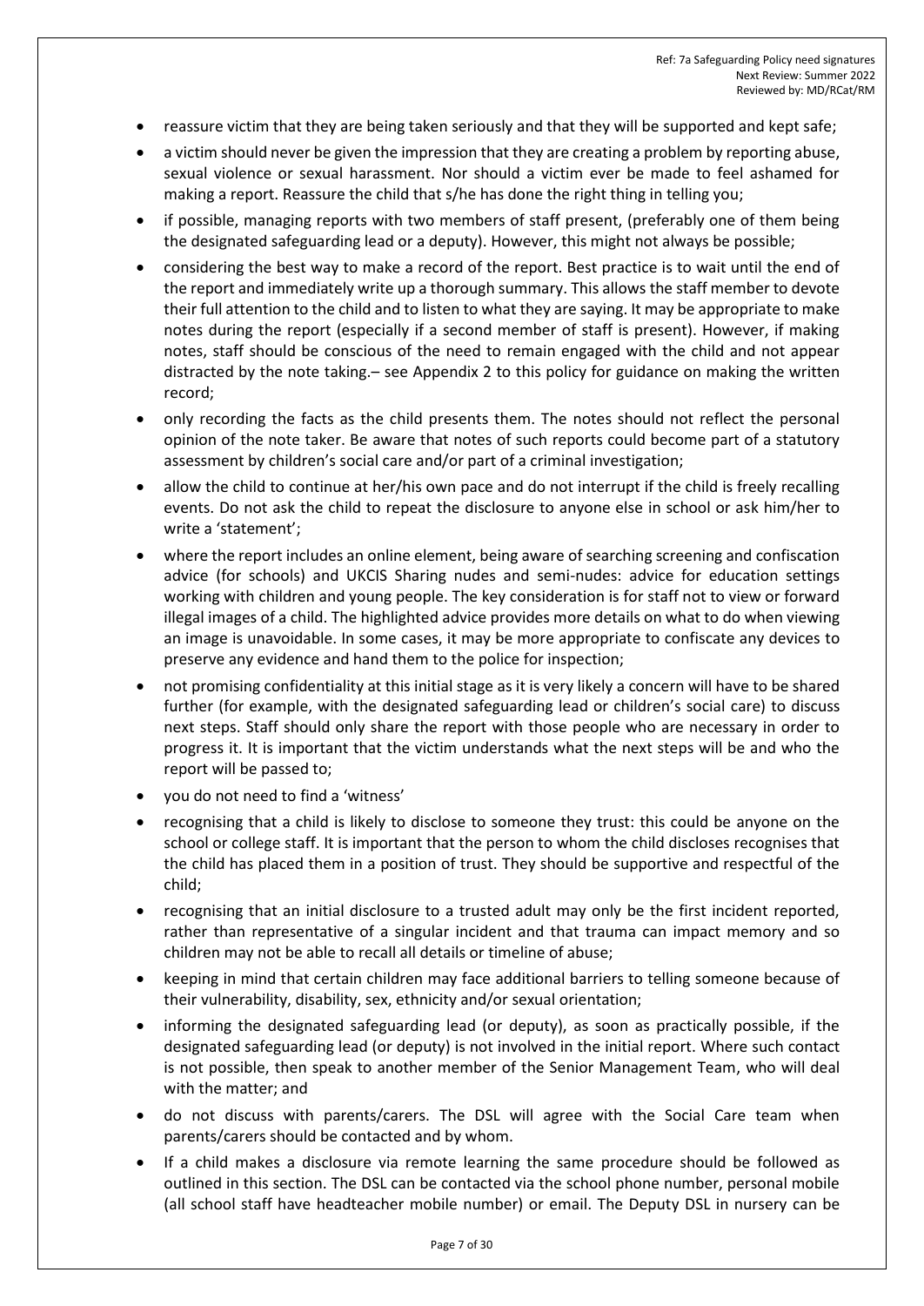- reassure victim that they are being taken seriously and that they will be supported and kept safe;
- a victim should never be given the impression that they are creating a problem by reporting abuse, sexual violence or sexual harassment. Nor should a victim ever be made to feel ashamed for making a report. Reassure the child that s/he has done the right thing in telling you;
- if possible, managing reports with two members of staff present, (preferably one of them being the designated safeguarding lead or a deputy). However, this might not always be possible;
- considering the best way to make a record of the report. Best practice is to wait until the end of the report and immediately write up a thorough summary. This allows the staff member to devote their full attention to the child and to listen to what they are saying. It may be appropriate to make notes during the report (especially if a second member of staff is present). However, if making notes, staff should be conscious of the need to remain engaged with the child and not appear distracted by the note taking.– see Appendix 2 to this policy for guidance on making the written record;
- only recording the facts as the child presents them. The notes should not reflect the personal opinion of the note taker. Be aware that notes of such reports could become part of a statutory assessment by children's social care and/or part of a criminal investigation;
- allow the child to continue at her/his own pace and do not interrupt if the child is freely recalling events. Do not ask the child to repeat the disclosure to anyone else in school or ask him/her to write a 'statement';
- where the report includes an online element, being aware of searching screening and confiscation advice (for schools) and UKCIS Sharing nudes and semi-nudes: advice for education settings working with children and young people. The key consideration is for staff not to view or forward illegal images of a child. The highlighted advice provides more details on what to do when viewing an image is unavoidable. In some cases, it may be more appropriate to confiscate any devices to preserve any evidence and hand them to the police for inspection;
- not promising confidentiality at this initial stage as it is very likely a concern will have to be shared further (for example, with the designated safeguarding lead or children's social care) to discuss next steps. Staff should only share the report with those people who are necessary in order to progress it. It is important that the victim understands what the next steps will be and who the report will be passed to;
- you do not need to find a 'witness'
- recognising that a child is likely to disclose to someone they trust: this could be anyone on the school or college staff. It is important that the person to whom the child discloses recognises that the child has placed them in a position of trust. They should be supportive and respectful of the child;
- recognising that an initial disclosure to a trusted adult may only be the first incident reported, rather than representative of a singular incident and that trauma can impact memory and so children may not be able to recall all details or timeline of abuse;
- keeping in mind that certain children may face additional barriers to telling someone because of their vulnerability, disability, sex, ethnicity and/or sexual orientation;
- informing the designated safeguarding lead (or deputy), as soon as practically possible, if the designated safeguarding lead (or deputy) is not involved in the initial report. Where such contact is not possible, then speak to another member of the Senior Management Team, who will deal with the matter; and
- do not discuss with parents/carers. The DSL will agree with the Social Care team when parents/carers should be contacted and by whom.
- If a child makes a disclosure via remote learning the same procedure should be followed as outlined in this section. The DSL can be contacted via the school phone number, personal mobile (all school staff have headteacher mobile number) or email. The Deputy DSL in nursery can be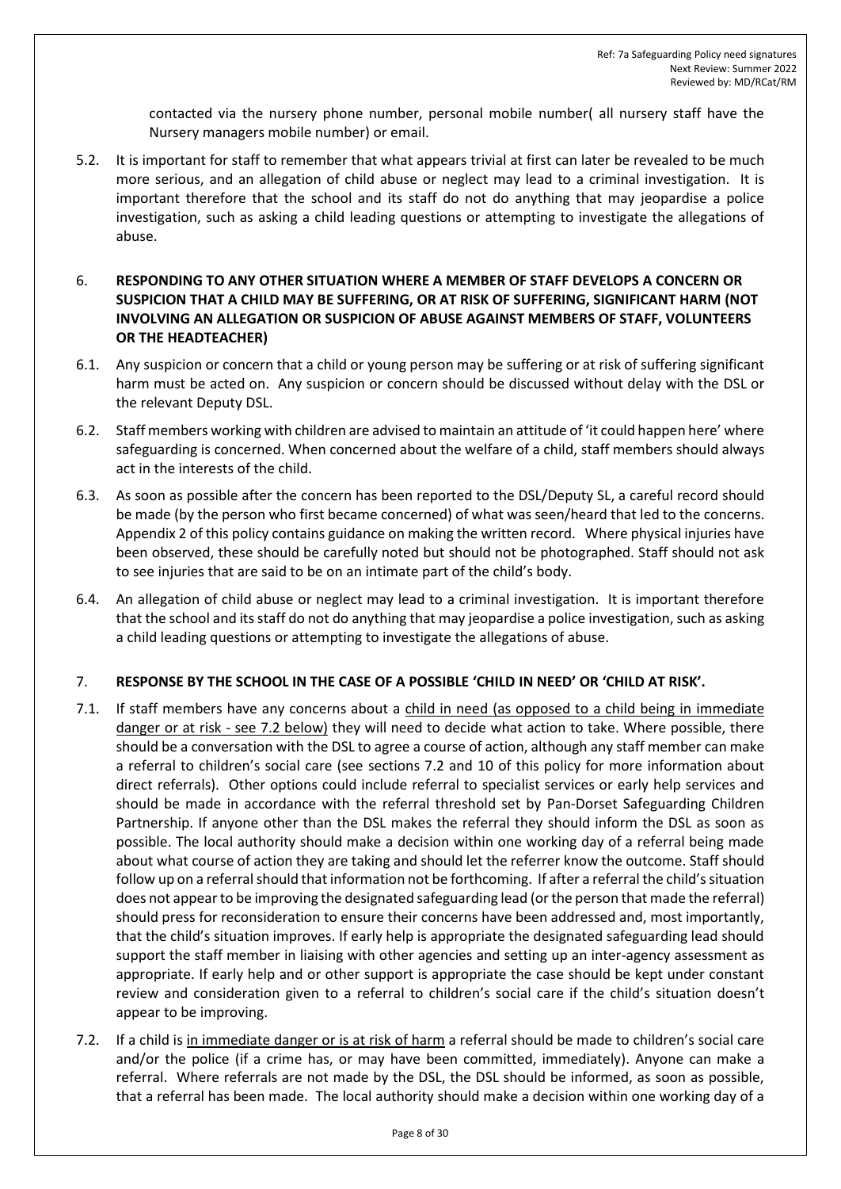contacted via the nursery phone number, personal mobile number( all nursery staff have the Nursery managers mobile number) or email.

5.2. It is important for staff to remember that what appears trivial at first can later be revealed to be much more serious, and an allegation of child abuse or neglect may lead to a criminal investigation. It is important therefore that the school and its staff do not do anything that may jeopardise a police investigation, such as asking a child leading questions or attempting to investigate the allegations of abuse.

## 6. RESPONDING TO ANY OTHER SITUATION WHERE A MEMBER OF STAFF DEVELOPS A CONCERN OR SUSPICION THAT A CHILD MAY BE SUFFERING, OR AT RISK OF SUFFERING, SIGNIFICANT HARM (NOT INVOLVING AN ALLEGATION OR SUSPICION OF ABUSE AGAINST MEMBERS OF STAFF, VOLUNTEERS OR THE HEADTEACHER)

6.1. Any suspicion or concern that a child or young person may be suffering or at risk of suffering significant harm must be acted on. Any suspicion or concern should be discussed without delay with the DSL or the relevant Deputy DSL.

6.2. Staff members working with children are advised to maintain an attitude of 'it could happen here' where safeguarding is concerned. When concerned about the welfare of a child, staff members should always act in the interests of the child.

6.3. As soon as possible after the concern has been reported to the DSL/Deputy SL, a careful record should be made (by the person who first became concerned) of what was seen/heard that led to the concerns. Appendix 2 of this policy contains guidance on making the written record. Where physical injuries have been observed, these should be carefully noted but should not be photographed. Staff should not ask to see injuries that are said to be on an intimate part of the child's body.

6.4. An allegation of child abuse or neglect may lead to a criminal investigation. It is important therefore that the school and its staff do not do anything that may jeopardise a police investigation, such as asking a child leading questions or attempting to investigate the allegations of abuse.

## 7. RESPONSE BY THE SCHOOL IN THE CASE OF A POSSIBLE 'CHILD IN NEED' OR 'CHILD AT RISK'.

7.1. If staff members have any concerns about a child in need (as opposed to a child being in immediate danger or at risk - see 7.2 below) they will need to decide what action to take. Where possible, there should be a conversation with the DSL to agree a course of action, although any staff member can make a referral to children's social care (see sections 7.2 and 10 of this policy for more information about direct referrals). Other options could include referral to specialist services or early help services and should be made in accordance with the referral threshold set by Pan-Dorset Safeguarding Children Partnership. If anyone other than the DSL makes the referral they should inform the DSL as soon as possible. The local authority should make a decision within one working day of a referral being made about what course of action they are taking and should let the referrer know the outcome. Staff should follow up on a referral should that information not be forthcoming. If after a referral the child's situation does not appear to be improving the designated safeguarding lead (or the person that made the referral) should press for reconsideration to ensure their concerns have been addressed and, most importantly, that the child's situation improves. If early help is appropriate the designated safeguarding lead should support the staff member in liaising with other agencies and setting up an inter-agency assessment as appropriate. If early help and or other support is appropriate the case should be kept under constant review and consideration given to a referral to children's social care if the child's situation doesn't appear to be improving.

7.2. If a child is in immediate danger or is at risk of harm a referral should be made to children's social care and/or the police (if a crime has, or may have been committed, immediately). Anyone can make a referral. Where referrals are not made by the DSL, the DSL should be informed, as soon as possible, that a referral has been made. The local authority should make a decision within one working day of a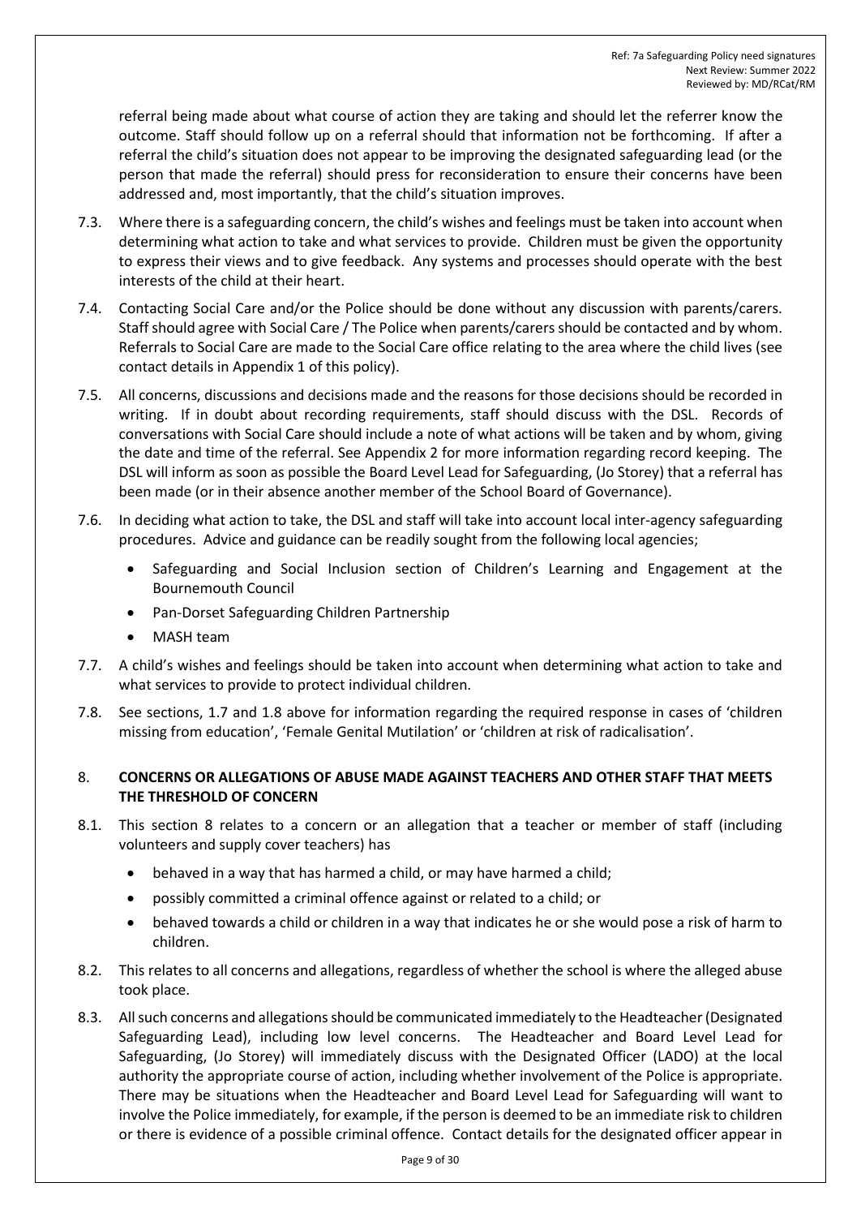referral being made about what course of action they are taking and should let the referrer know the outcome. Staff should follow up on a referral should that information not be forthcoming. If after a referral the child's situation does not appear to be improving the designated safeguarding lead (or the person that made the referral) should press for reconsideration to ensure their concerns have been addressed and, most importantly, that the child's situation improves.

7.3. Where there is a safeguarding concern, the child's wishes and feelings must be taken into account when determining what action to take and what services to provide. Children must be given the opportunity to express their views and to give feedback. Any systems and processes should operate with the best interests of the child at their heart.

7.4. Contacting Social Care and/or the Police should be done without any discussion with parents/carers. Staff should agree with Social Care / The Police when parents/carers should be contacted and by whom. Referrals to Social Care are made to the Social Care office relating to the area where the child lives (see contact details in Appendix 1 of this policy).

7.5. All concerns, discussions and decisions made and the reasons for those decisions should be recorded in writing. If in doubt about recording requirements, staff should discuss with the DSL. Records of conversations with Social Care should include a note of what actions will be taken and by whom, giving the date and time of the referral. See Appendix 2 for more information regarding record keeping. The DSL will inform as soon as possible the Board Level Lead for Safeguarding, (Jo Storey) that a referral has been made (or in their absence another member of the School Board of Governance).

7.6. In deciding what action to take, the DSL and staff will take into account local inter-agency safeguarding procedures. Advice and guidance can be readily sought from the following local agencies;

- Safeguarding and Social Inclusion section of Children's Learning and Engagement at the Bournemouth Council
- Pan-Dorset Safeguarding Children Partnership
- MASH team

7.7. A child's wishes and feelings should be taken into account when determining what action to take and what services to provide to protect individual children.

7.8. See sections, 1.7 and 1.8 above for information regarding the required response in cases of 'children missing from education', 'Female Genital Mutilation' or 'children at risk of radicalisation'.

## 8. CONCERNS OR ALLEGATIONS OF ABUSE MADE AGAINST TEACHERS AND OTHER STAFF THAT MEETS THE THRESHOLD OF CONCERN

8.1. This section 8 relates to a concern or an allegation that a teacher or member of staff (including volunteers and supply cover teachers) has

- behaved in a way that has harmed a child, or may have harmed a child;
- possibly committed a criminal offence against or related to a child; or
- behaved towards a child or children in a way that indicates he or she would pose a risk of harm to children.

8.2. This relates to all concerns and allegations, regardless of whether the school is where the alleged abuse took place.

8.3. All such concerns and allegations should be communicated immediately to the Headteacher (Designated Safeguarding Lead), including low level concerns. The Headteacher and Board Level Lead for Safeguarding, (Jo Storey) will immediately discuss with the Designated Officer (LADO) at the local authority the appropriate course of action, including whether involvement of the Police is appropriate. There may be situations when the Headteacher and Board Level Lead for Safeguarding will want to involve the Police immediately, for example, if the person is deemed to be an immediate risk to children or there is evidence of a possible criminal offence. Contact details for the designated officer appear in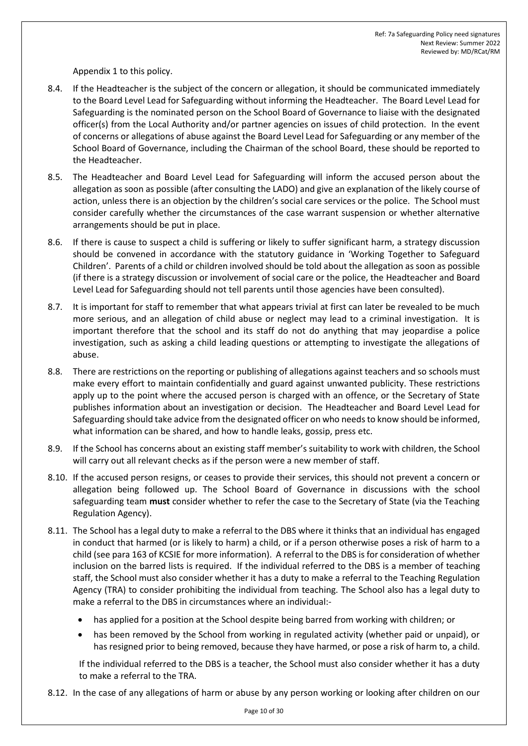Appendix 1 to this policy.

8.4. If the Headteacher is the subject of the concern or allegation, it should be communicated immediately to the Board Level Lead for Safeguarding without informing the Headteacher. The Board Level Lead for Safeguarding is the nominated person on the School Board of Governance to liaise with the designated officer(s) from the Local Authority and/or partner agencies on issues of child protection. In the event of concerns or allegations of abuse against the Board Level Lead for Safeguarding or any member of the School Board of Governance, including the Chairman of the school Board, these should be reported to the Headteacher.

8.5. The Headteacher and Board Level Lead for Safeguarding will inform the accused person about the allegation as soon as possible (after consulting the LADO) and give an explanation of the likely course of action, unless there is an objection by the children's social care services or the police. The School must consider carefully whether the circumstances of the case warrant suspension or whether alternative arrangements should be put in place.

8.6. If there is cause to suspect a child is suffering or likely to suffer significant harm, a strategy discussion should be convened in accordance with the statutory guidance in 'Working Together to Safeguard Children'. Parents of a child or children involved should be told about the allegation as soon as possible (if there is a strategy discussion or involvement of social care or the police, the Headteacher and Board Level Lead for Safeguarding should not tell parents until those agencies have been consulted).

8.7. It is important for staff to remember that what appears trivial at first can later be revealed to be much more serious, and an allegation of child abuse or neglect may lead to a criminal investigation. It is important therefore that the school and its staff do not do anything that may jeopardise a police investigation, such as asking a child leading questions or attempting to investigate the allegations of abuse.

8.8. There are restrictions on the reporting or publishing of allegations against teachers and so schools must make every effort to maintain confidentially and guard against unwanted publicity. These restrictions apply up to the point where the accused person is charged with an offence, or the Secretary of State publishes information about an investigation or decision. The Headteacher and Board Level Lead for Safeguarding should take advice from the designated officer on who needs to know should be informed, what information can be shared, and how to handle leaks, gossip, press etc.

8.9. If the School has concerns about an existing staff member's suitability to work with children, the School will carry out all relevant checks as if the person were a new member of staff.

8.10. If the accused person resigns, or ceases to provide their services, this should not prevent a concern or allegation being followed up. The School Board of Governance in discussions with the school safeguarding team **must** consider whether to refer the case to the Secretary of State (via the Teaching Regulation Agency).

8.11. The School has a legal duty to make a referral to the DBS where it thinks that an individual has engaged in conduct that harmed (or is likely to harm) a child, or if a person otherwise poses a risk of harm to a child (see para 163 of KCSIE for more information). A referral to the DBS is for consideration of whether inclusion on the barred lists is required. If the individual referred to the DBS is a member of teaching staff, the School must also consider whether it has a duty to make a referral to the Teaching Regulation Agency (TRA) to consider prohibiting the individual from teaching. The School also has a legal duty to make a referral to the DBS in circumstances where an individual:-

- has applied for a position at the School despite being barred from working with children; or
- has been removed by the School from working in regulated activity (whether paid or unpaid), or has resigned prior to being removed, because they have harmed, or pose a risk of harm to, a child.

If the individual referred to the DBS is a teacher, the School must also consider whether it has a duty to make a referral to the TRA.

8.12. In the case of any allegations of harm or abuse by any person working or looking after children on our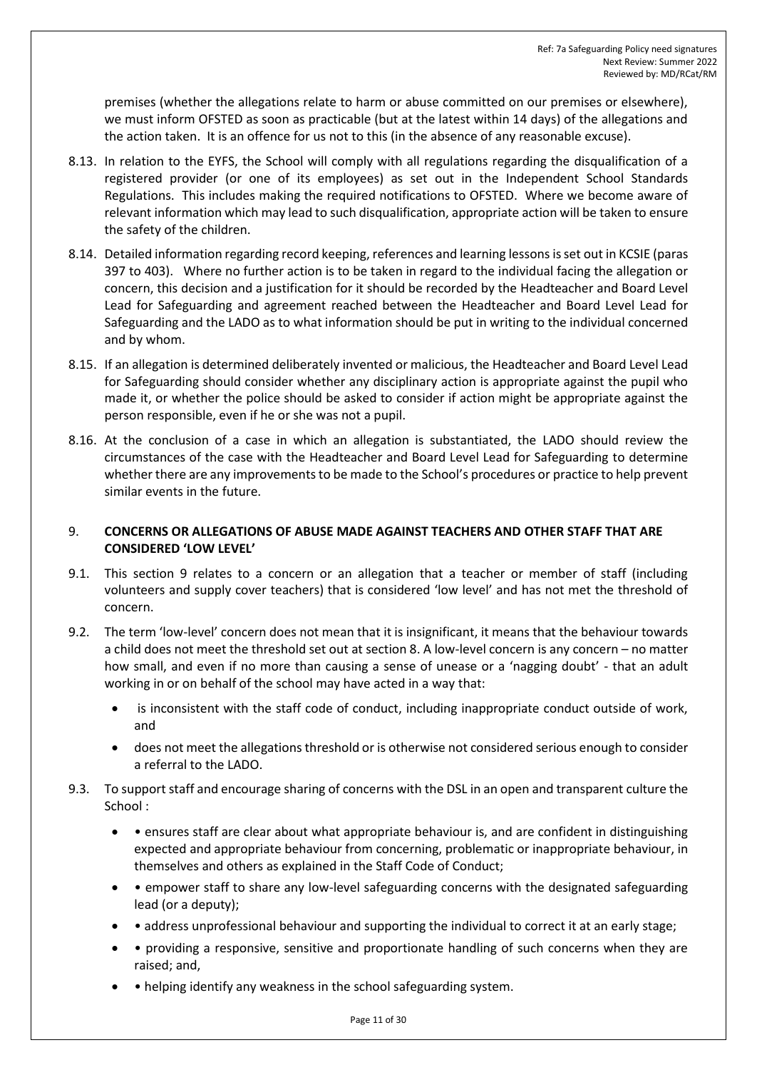premises (whether the allegations relate to harm or abuse committed on our premises or elsewhere), we must inform OFSTED as soon as practicable (but at the latest within 14 days) of the allegations and the action taken. It is an offence for us not to this (in the absence of any reasonable excuse).

8.13. In relation to the EYFS, the School will comply with all regulations regarding the disqualification of a registered provider (or one of its employees) as set out in the Independent School Standards Regulations. This includes making the required notifications to OFSTED. Where we become aware of relevant information which may lead to such disqualification, appropriate action will be taken to ensure the safety of the children.

8.14. Detailed information regarding record keeping, references and learning lessons is set out in KCSIE (paras 397 to 403). Where no further action is to be taken in regard to the individual facing the allegation or concern, this decision and a justification for it should be recorded by the Headteacher and Board Level Lead for Safeguarding and agreement reached between the Headteacher and Board Level Lead for Safeguarding and the LADO as to what information should be put in writing to the individual concerned and by whom.

8.15. If an allegation is determined deliberately invented or malicious, the Headteacher and Board Level Lead for Safeguarding should consider whether any disciplinary action is appropriate against the pupil who made it, or whether the police should be asked to consider if action might be appropriate against the person responsible, even if he or she was not a pupil.

8.16. At the conclusion of a case in which an allegation is substantiated, the LADO should review the circumstances of the case with the Headteacher and Board Level Lead for Safeguarding to determine whether there are any improvements to be made to the School's procedures or practice to help prevent similar events in the future.

## 9. **CONCERNS OR ALLEGATIONS OF ABUSE MADE AGAINST TEACHERS AND OTHER STAFF THAT ARE CONSIDERED 'LOW LEVEL'**

9.1. This section 9 relates to a concern or an allegation that a teacher or member of staff (including volunteers and supply cover teachers) that is considered 'low level' and has not met the threshold of concern.

9.2. The term 'low-level' concern does not mean that it is insignificant, it means that the behaviour towards a child does not meet the threshold set out at section 8. A low-level concern is any concern – no matter how small, and even if no more than causing a sense of unease or a 'nagging doubt' - that an adult working in or on behalf of the school may have acted in a way that:

- is inconsistent with the staff code of conduct, including inappropriate conduct outside of work, and
- does not meet the allegations threshold or is otherwise not considered serious enough to consider a referral to the LADO.

9.3. To support staff and encourage sharing of concerns with the DSL in an open and transparent culture the School :

- • ensures staff are clear about what appropriate behaviour is, and are confident in distinguishing expected and appropriate behaviour from concerning, problematic or inappropriate behaviour, in themselves and others as explained in the Staff Code of Conduct;
- • empower staff to share any low-level safeguarding concerns with the designated safeguarding lead (or a deputy);
- • address unprofessional behaviour and supporting the individual to correct it at an early stage;
- • providing a responsive, sensitive and proportionate handling of such concerns when they are raised; and,
- • helping identify any weakness in the school safeguarding system.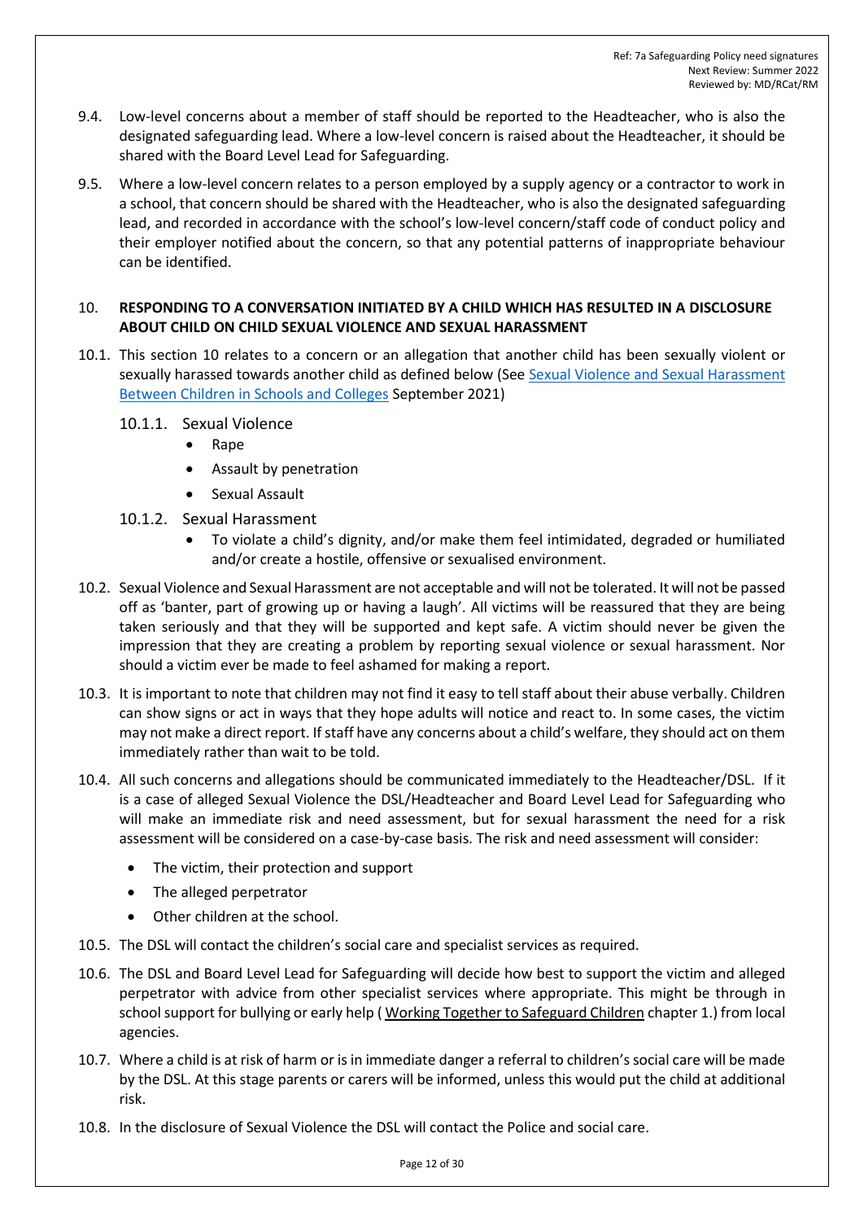9.4. Low-level concerns about a member of staff should be reported to the Headteacher, who is also the designated safeguarding lead. Where a low-level concern is raised about the Headteacher, it should be shared with the Board Level Lead for Safeguarding.

9.5. Where a low-level concern relates to a person employed by a supply agency or a contractor to work in a school, that concern should be shared with the Headteacher, who is also the designated safeguarding lead, and recorded in accordance with the school's low-level concern/staff code of conduct policy and their employer notified about the concern, so that any potential patterns of inappropriate behaviour can be identified.

## 10. RESPONDING TO A CONVERSATION INITIATED BY A CHILD WHICH HAS RESULTED IN A DISCLOSURE ABOUT CHILD ON CHILD SEXUAL VIOLENCE AND SEXUAL HARASSMENT

10.1. This section 10 relates to a concern or an allegation that another child has been sexually violent or sexually harassed towards another child as defined below (See [Sexual Violence and Sexual Harassment Between Children in Schools and Colleges]() September 2021)

10.1.1. Sexual Violence

- Rape
- Assault by penetration
- Sexual Assault

10.1.2. Sexual Harassment

- To violate a child's dignity, and/or make them feel intimidated, degraded or humiliated and/or create a hostile, offensive or sexualised environment.

10.2. Sexual Violence and Sexual Harassment are not acceptable and will not be tolerated. It will not be passed off as 'banter, part of growing up or having a laugh'. All victims will be reassured that they are being taken seriously and that they will be supported and kept safe. A victim should never be given the impression that they are creating a problem by reporting sexual violence or sexual harassment. Nor should a victim ever be made to feel ashamed for making a report.

10.3. It is important to note that children may not find it easy to tell staff about their abuse verbally. Children can show signs or act in ways that they hope adults will notice and react to. In some cases, the victim may not make a direct report. If staff have any concerns about a child's welfare, they should act on them immediately rather than wait to be told.

10.4. All such concerns and allegations should be communicated immediately to the Headteacher/DSL. If it is a case of alleged Sexual Violence the DSL/Headteacher and Board Level Lead for Safeguarding who will make an immediate risk and need assessment, but for sexual harassment the need for a risk assessment will be considered on a case-by-case basis. The risk and need assessment will consider:

- The victim, their protection and support
- The alleged perpetrator
- Other children at the school.

10.5. The DSL will contact the children's social care and specialist services as required.

10.6. The DSL and Board Level Lead for Safeguarding will decide how best to support the victim and alleged perpetrator with advice from other specialist services where appropriate. This might be through in school support for bullying or early help ( Working Together to Safeguard Children chapter 1.) from local agencies.

10.7. Where a child is at risk of harm or is in immediate danger a referral to children's social care will be made by the DSL. At this stage parents or carers will be informed, unless this would put the child at additional risk.

10.8. In the disclosure of Sexual Violence the DSL will contact the Police and social care.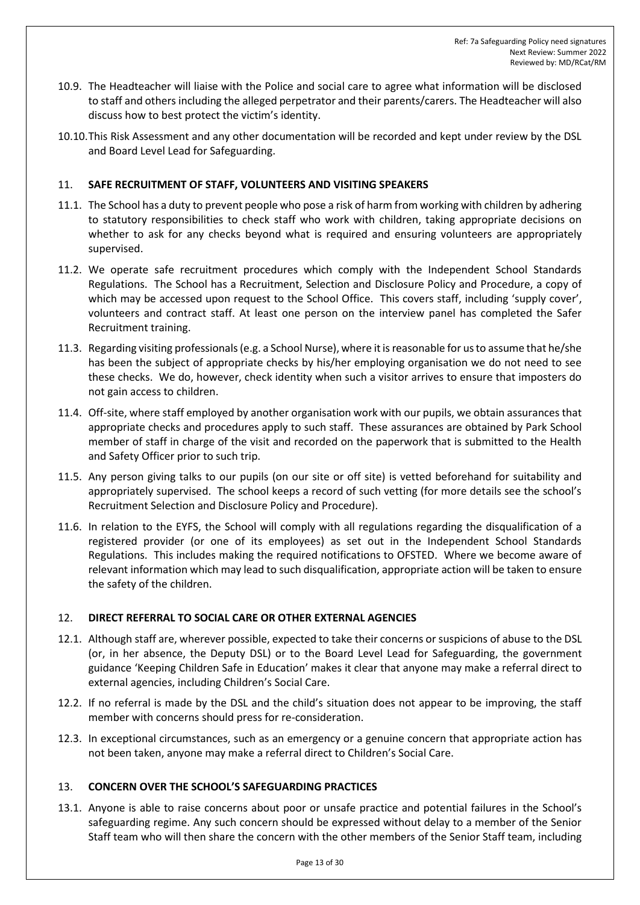10.9. The Headteacher will liaise with the Police and social care to agree what information will be disclosed to staff and others including the alleged perpetrator and their parents/carers. The Headteacher will also discuss how to best protect the victim's identity.

10.10. This Risk Assessment and any other documentation will be recorded and kept under review by the DSL and Board Level Lead for Safeguarding.

## 11. SAFE RECRUITMENT OF STAFF, VOLUNTEERS AND VISITING SPEAKERS

11.1. The School has a duty to prevent people who pose a risk of harm from working with children by adhering to statutory responsibilities to check staff who work with children, taking appropriate decisions on whether to ask for any checks beyond what is required and ensuring volunteers are appropriately supervised.

11.2. We operate safe recruitment procedures which comply with the Independent School Standards Regulations. The School has a Recruitment, Selection and Disclosure Policy and Procedure, a copy of which may be accessed upon request to the School Office. This covers staff, including 'supply cover', volunteers and contract staff. At least one person on the interview panel has completed the Safer Recruitment training.

11.3. Regarding visiting professionals (e.g. a School Nurse), where it is reasonable for us to assume that he/she has been the subject of appropriate checks by his/her employing organisation we do not need to see these checks. We do, however, check identity when such a visitor arrives to ensure that imposters do not gain access to children.

11.4. Off-site, where staff employed by another organisation work with our pupils, we obtain assurances that appropriate checks and procedures apply to such staff. These assurances are obtained by Park School member of staff in charge of the visit and recorded on the paperwork that is submitted to the Health and Safety Officer prior to such trip.

11.5. Any person giving talks to our pupils (on our site or off site) is vetted beforehand for suitability and appropriately supervised. The school keeps a record of such vetting (for more details see the school's Recruitment Selection and Disclosure Policy and Procedure).

11.6. In relation to the EYFS, the School will comply with all regulations regarding the disqualification of a registered provider (or one of its employees) as set out in the Independent School Standards Regulations. This includes making the required notifications to OFSTED. Where we become aware of relevant information which may lead to such disqualification, appropriate action will be taken to ensure the safety of the children.

## 12. DIRECT REFERRAL TO SOCIAL CARE OR OTHER EXTERNAL AGENCIES

12.1. Although staff are, wherever possible, expected to take their concerns or suspicions of abuse to the DSL (or, in her absence, the Deputy DSL) or to the Board Level Lead for Safeguarding, the government guidance 'Keeping Children Safe in Education' makes it clear that anyone may make a referral direct to external agencies, including Children's Social Care.

12.2. If no referral is made by the DSL and the child's situation does not appear to be improving, the staff member with concerns should press for re-consideration.

12.3. In exceptional circumstances, such as an emergency or a genuine concern that appropriate action has not been taken, anyone may make a referral direct to Children's Social Care.

## 13. CONCERN OVER THE SCHOOL'S SAFEGUARDING PRACTICES

13.1. Anyone is able to raise concerns about poor or unsafe practice and potential failures in the School's safeguarding regime. Any such concern should be expressed without delay to a member of the Senior Staff team who will then share the concern with the other members of the Senior Staff team, including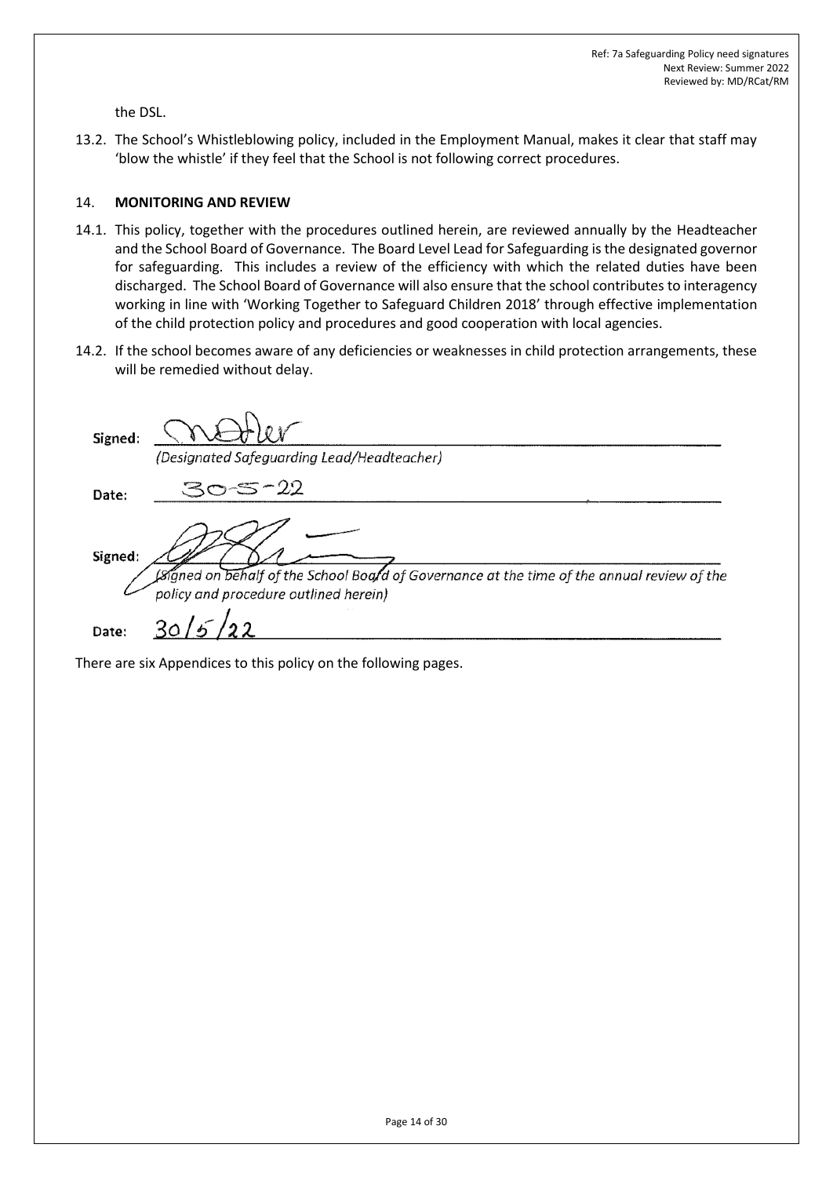the DSL.

13.2. The School's Whistleblowing policy, included in the Employment Manual, makes it clear that staff may 'blow the whistle' if they feel that the School is not following correct procedures.

## 14. MONITORING AND REVIEW

14.1. This policy, together with the procedures outlined herein, are reviewed annually by the Headteacher and the School Board of Governance. The Board Level Lead for Safeguarding is the designated governor for safeguarding. This includes a review of the efficiency with which the related duties have been discharged. The School Board of Governance will also ensure that the school contributes to interagency working in line with 'Working Together to Safeguard Children 2018' through effective implementation of the child protection policy and procedures and good cooperation with local agencies.

14.2. If the school becomes aware of any deficiencies or weaknesses in child protection arrangements, these will be remedied without delay.

Signed: ____________________
*(Designated Safeguarding Lead/Headteacher)*

Date: 30-5-22

Signed: ____________________
*(Signed on behalf of the School Board of Governance at the time of the annual review of the policy and procedure outlined herein)*

Date: 30/5/22

There are six Appendices to this policy on the following pages.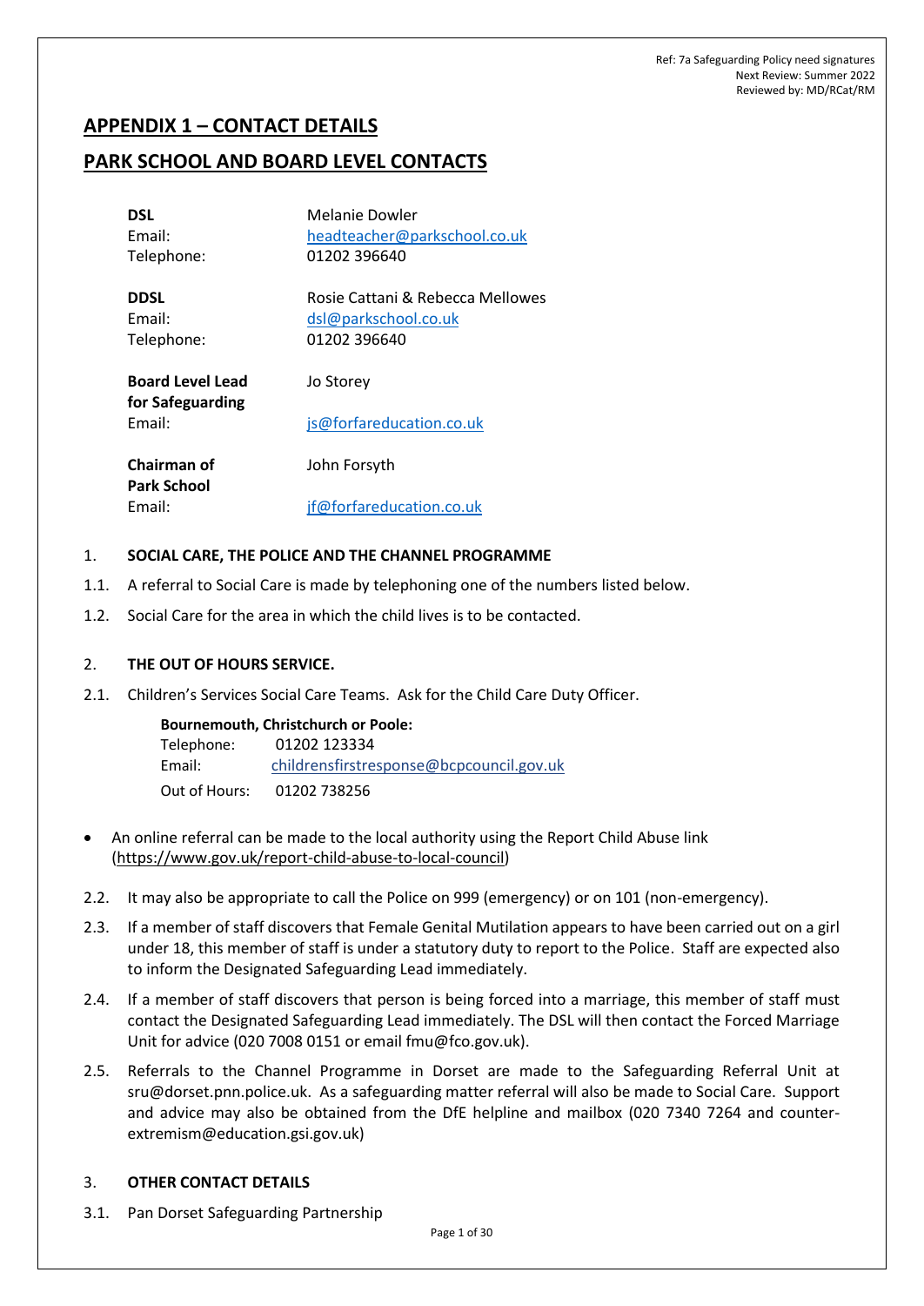# APPENDIX 1 – CONTACT DETAILS

# PARK SCHOOL AND BOARD LEVEL CONTACTS

| | |
|---|---|
| **DSL** | Melanie Dowler |
| Email: | headteacher@parkschool.co.uk |
| Telephone: | 01202 396640 |
| **DDSL** | Rosie Cattani & Rebecca Mellowes |
| Email: | dsl@parkschool.co.uk |
| Telephone: | 01202 396640 |
| **Board Level Lead for Safeguarding** | Jo Storey |
| Email: | js@forfareducation.co.uk |
| **Chairman of Park School** | John Forsyth |
| Email: | jf@forfareducation.co.uk |

1. **SOCIAL CARE, THE POLICE AND THE CHANNEL PROGRAMME**

1.1. A referral to Social Care is made by telephoning one of the numbers listed below.

1.2. Social Care for the area in which the child lives is to be contacted.

2. **THE OUT OF HOURS SERVICE.**

2.1. Children's Services Social Care Teams. Ask for the Child Care Duty Officer.

**Bournemouth, Christchurch or Poole:**

| | |
|---|---|
| Telephone: | 01202 123334 |
| Email: | childrensfirstresponse@bcpcouncil.gov.uk |
| Out of Hours: | 01202 738256 |

- An online referral can be made to the local authority using the Report Child Abuse link (https://www.gov.uk/report-child-abuse-to-local-council)

2.2. It may also be appropriate to call the Police on 999 (emergency) or on 101 (non-emergency).

2.3. If a member of staff discovers that Female Genital Mutilation appears to have been carried out on a girl under 18, this member of staff is under a statutory duty to report to the Police. Staff are expected also to inform the Designated Safeguarding Lead immediately.

2.4. If a member of staff discovers that person is being forced into a marriage, this member of staff must contact the Designated Safeguarding Lead immediately. The DSL will then contact the Forced Marriage Unit for advice (020 7008 0151 or email fmu@fco.gov.uk).

2.5. Referrals to the Channel Programme in Dorset are made to the Safeguarding Referral Unit at sru@dorset.pnn.police.uk. As a safeguarding matter referral will also be made to Social Care. Support and advice may also be obtained from the DfE helpline and mailbox (020 7340 7264 and counter-extremism@education.gsi.gov.uk)

3. **OTHER CONTACT DETAILS**

3.1. Pan Dorset Safeguarding Partnership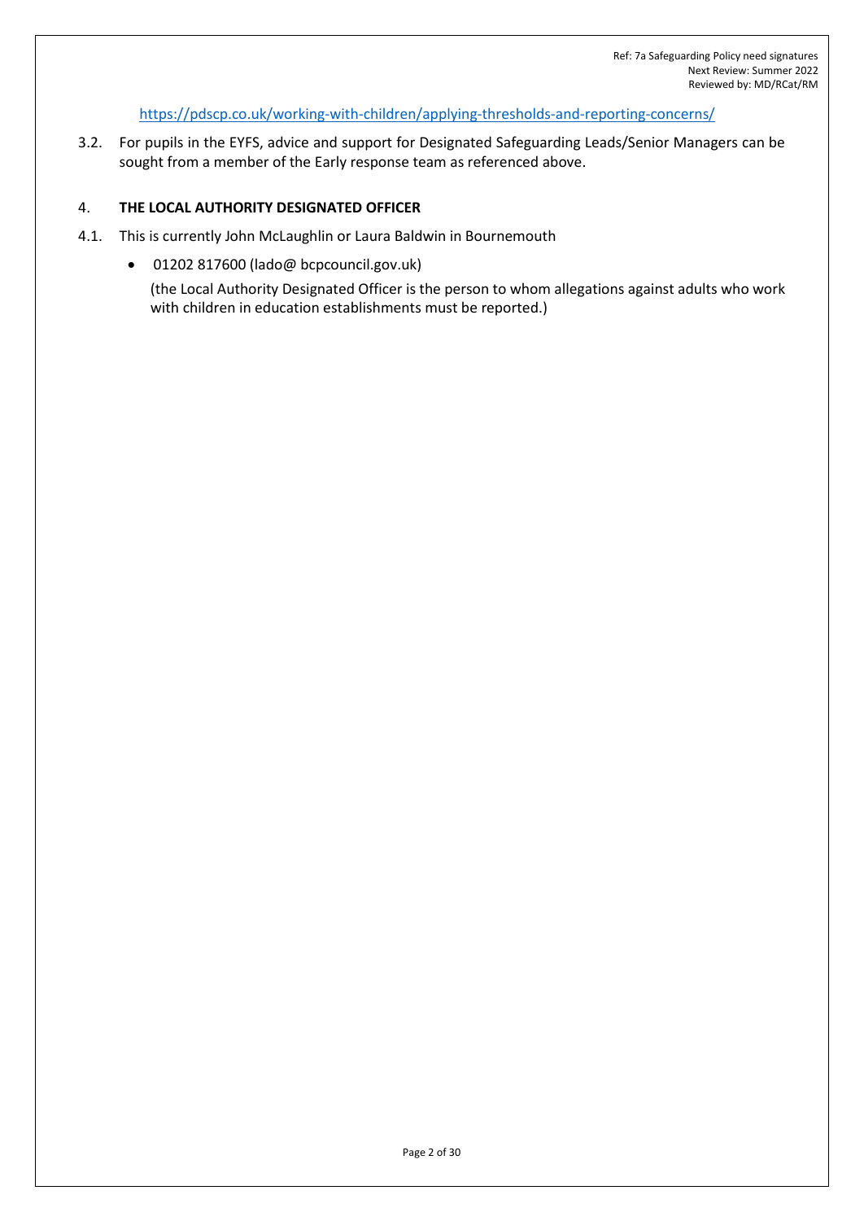https://pdscp.co.uk/working-with-children/applying-thresholds-and-reporting-concerns/

3.2. For pupils in the EYFS, advice and support for Designated Safeguarding Leads/Senior Managers can be sought from a member of the Early response team as referenced above.

## 4. THE LOCAL AUTHORITY DESIGNATED OFFICER

4.1. This is currently John McLaughlin or Laura Baldwin in Bournemouth

- 01202 817600 (lado@ bcpcouncil.gov.uk)

  (the Local Authority Designated Officer is the person to whom allegations against adults who work with children in education establishments must be reported.)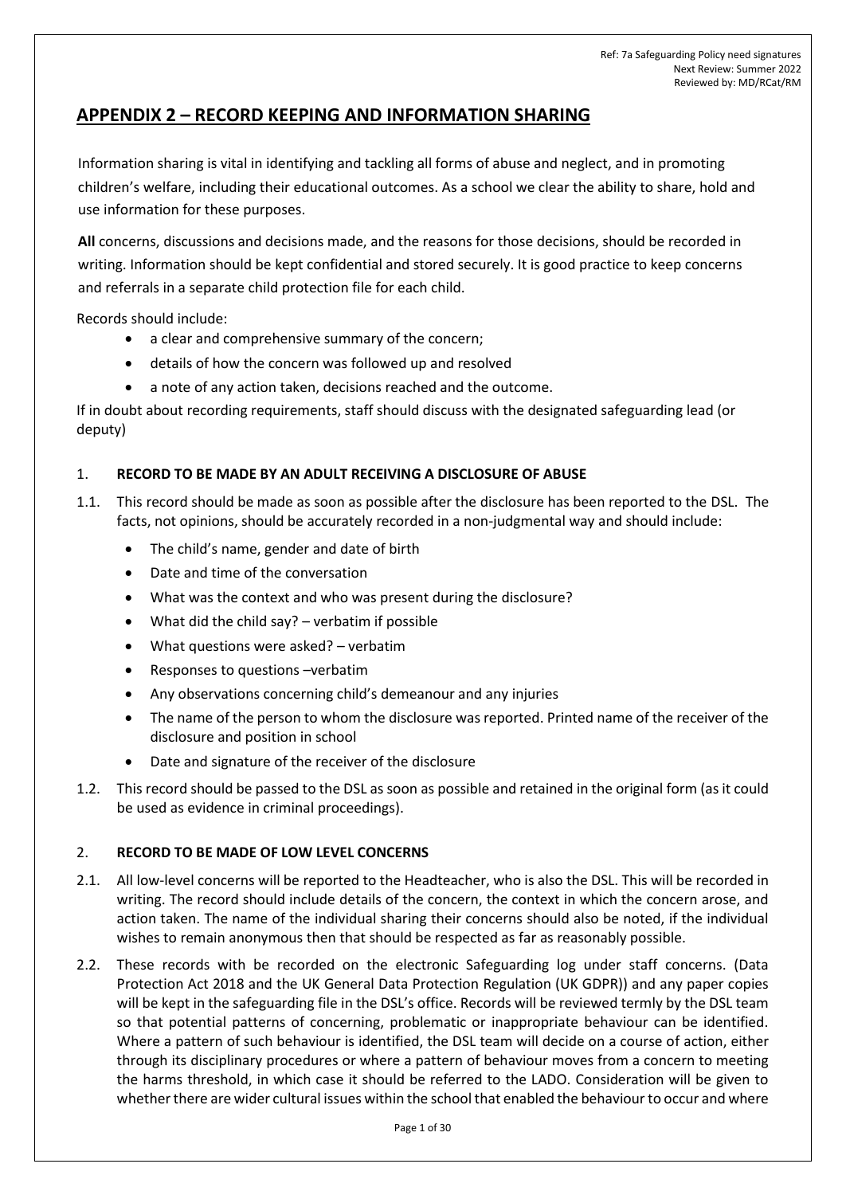## APPENDIX 2 – RECORD KEEPING AND INFORMATION SHARING

Information sharing is vital in identifying and tackling all forms of abuse and neglect, and in promoting children's welfare, including their educational outcomes. As a school we clear the ability to share, hold and use information for these purposes.

**All** concerns, discussions and decisions made, and the reasons for those decisions, should be recorded in writing. Information should be kept confidential and stored securely. It is good practice to keep concerns and referrals in a separate child protection file for each child.

Records should include:

- a clear and comprehensive summary of the concern;
- details of how the concern was followed up and resolved
- a note of any action taken, decisions reached and the outcome.

If in doubt about recording requirements, staff should discuss with the designated safeguarding lead (or deputy)

### 1. RECORD TO BE MADE BY AN ADULT RECEIVING A DISCLOSURE OF ABUSE

1.1. This record should be made as soon as possible after the disclosure has been reported to the DSL. The facts, not opinions, should be accurately recorded in a non-judgmental way and should include:

- The child's name, gender and date of birth
- Date and time of the conversation
- What was the context and who was present during the disclosure?
- What did the child say? – verbatim if possible
- What questions were asked? – verbatim
- Responses to questions –verbatim
- Any observations concerning child's demeanour and any injuries
- The name of the person to whom the disclosure was reported. Printed name of the receiver of the disclosure and position in school
- Date and signature of the receiver of the disclosure

1.2. This record should be passed to the DSL as soon as possible and retained in the original form (as it could be used as evidence in criminal proceedings).

### 2. RECORD TO BE MADE OF LOW LEVEL CONCERNS

2.1. All low-level concerns will be reported to the Headteacher, who is also the DSL. This will be recorded in writing. The record should include details of the concern, the context in which the concern arose, and action taken. The name of the individual sharing their concerns should also be noted, if the individual wishes to remain anonymous then that should be respected as far as reasonably possible.

2.2. These records with be recorded on the electronic Safeguarding log under staff concerns. (Data Protection Act 2018 and the UK General Data Protection Regulation (UK GDPR)) and any paper copies will be kept in the safeguarding file in the DSL's office. Records will be reviewed termly by the DSL team so that potential patterns of concerning, problematic or inappropriate behaviour can be identified. Where a pattern of such behaviour is identified, the DSL team will decide on a course of action, either through its disciplinary procedures or where a pattern of behaviour moves from a concern to meeting the harms threshold, in which case it should be referred to the LADO. Consideration will be given to whether there are wider cultural issues within the school that enabled the behaviour to occur and where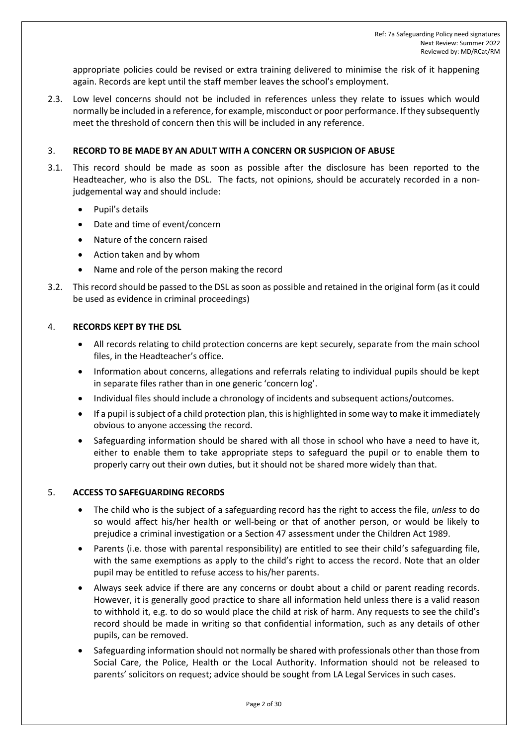appropriate policies could be revised or extra training delivered to minimise the risk of it happening again. Records are kept until the staff member leaves the school's employment.

2.3. Low level concerns should not be included in references unless they relate to issues which would normally be included in a reference, for example, misconduct or poor performance. If they subsequently meet the threshold of concern then this will be included in any reference.

## 3. RECORD TO BE MADE BY AN ADULT WITH A CONCERN OR SUSPICION OF ABUSE

3.1. This record should be made as soon as possible after the disclosure has been reported to the Headteacher, who is also the DSL. The facts, not opinions, should be accurately recorded in a non-judgemental way and should include:

- Pupil's details
- Date and time of event/concern
- Nature of the concern raised
- Action taken and by whom
- Name and role of the person making the record

3.2. This record should be passed to the DSL as soon as possible and retained in the original form (as it could be used as evidence in criminal proceedings)

## 4. RECORDS KEPT BY THE DSL

- All records relating to child protection concerns are kept securely, separate from the main school files, in the Headteacher's office.
- Information about concerns, allegations and referrals relating to individual pupils should be kept in separate files rather than in one generic 'concern log'.
- Individual files should include a chronology of incidents and subsequent actions/outcomes.
- If a pupil is subject of a child protection plan, this is highlighted in some way to make it immediately obvious to anyone accessing the record.
- Safeguarding information should be shared with all those in school who have a need to have it, either to enable them to take appropriate steps to safeguard the pupil or to enable them to properly carry out their own duties, but it should not be shared more widely than that.

## 5. ACCESS TO SAFEGUARDING RECORDS

- The child who is the subject of a safeguarding record has the right to access the file, *unless* to do so would affect his/her health or well-being or that of another person, or would be likely to prejudice a criminal investigation or a Section 47 assessment under the Children Act 1989.
- Parents (i.e. those with parental responsibility) are entitled to see their child's safeguarding file, with the same exemptions as apply to the child's right to access the record. Note that an older pupil may be entitled to refuse access to his/her parents.
- Always seek advice if there are any concerns or doubt about a child or parent reading records. However, it is generally good practice to share all information held unless there is a valid reason to withhold it, e.g. to do so would place the child at risk of harm. Any requests to see the child's record should be made in writing so that confidential information, such as any details of other pupils, can be removed.
- Safeguarding information should not normally be shared with professionals other than those from Social Care, the Police, Health or the Local Authority. Information should not be released to parents' solicitors on request; advice should be sought from LA Legal Services in such cases.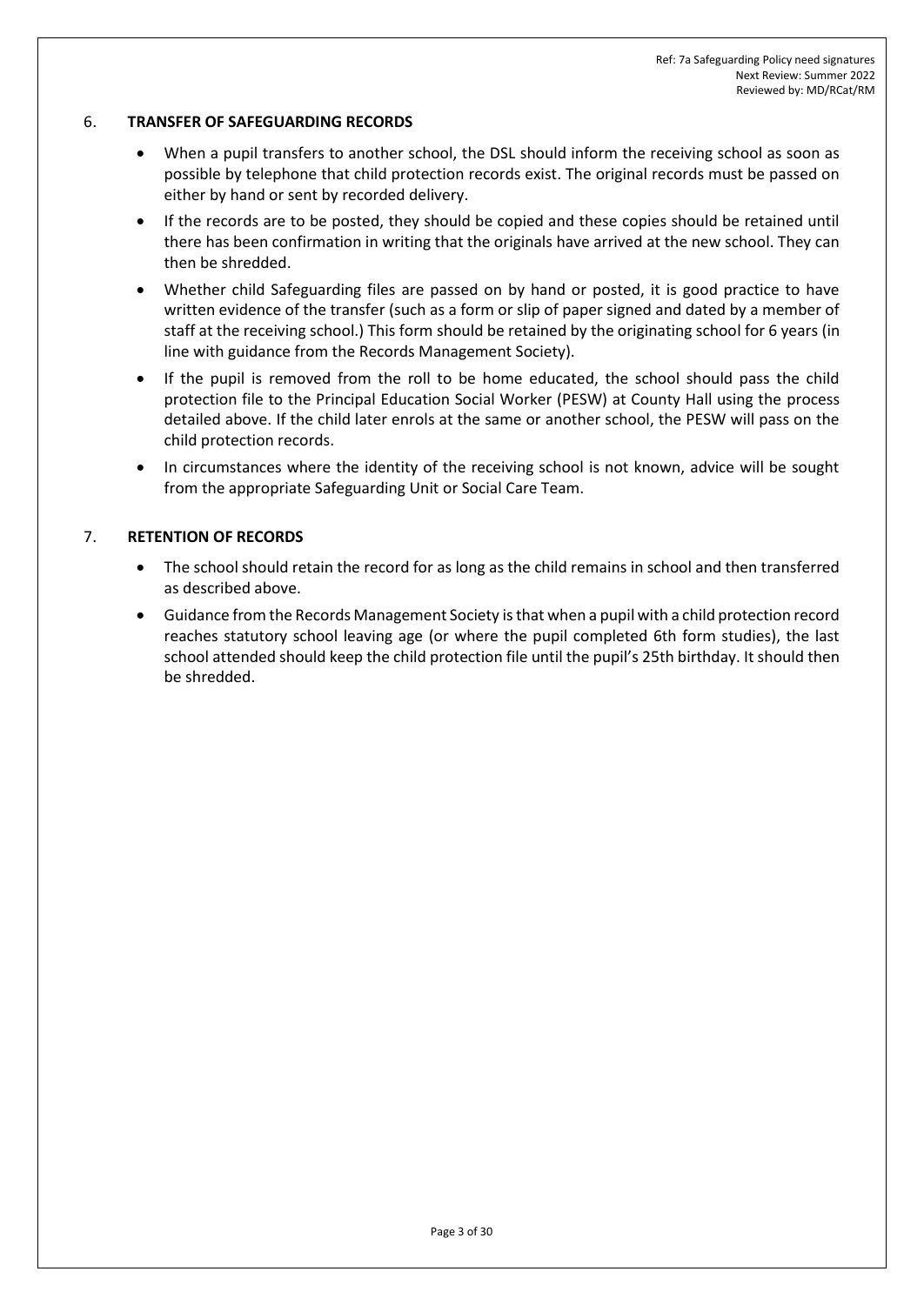## 6. TRANSFER OF SAFEGUARDING RECORDS

- When a pupil transfers to another school, the DSL should inform the receiving school as soon as possible by telephone that child protection records exist. The original records must be passed on either by hand or sent by recorded delivery.
- If the records are to be posted, they should be copied and these copies should be retained until there has been confirmation in writing that the originals have arrived at the new school. They can then be shredded.
- Whether child Safeguarding files are passed on by hand or posted, it is good practice to have written evidence of the transfer (such as a form or slip of paper signed and dated by a member of staff at the receiving school.) This form should be retained by the originating school for 6 years (in line with guidance from the Records Management Society).
- If the pupil is removed from the roll to be home educated, the school should pass the child protection file to the Principal Education Social Worker (PESW) at County Hall using the process detailed above. If the child later enrols at the same or another school, the PESW will pass on the child protection records.
- In circumstances where the identity of the receiving school is not known, advice will be sought from the appropriate Safeguarding Unit or Social Care Team.

## 7. RETENTION OF RECORDS

- The school should retain the record for as long as the child remains in school and then transferred as described above.
- Guidance from the Records Management Society is that when a pupil with a child protection record reaches statutory school leaving age (or where the pupil completed 6th form studies), the last school attended should keep the child protection file until the pupil's 25th birthday. It should then be shredded.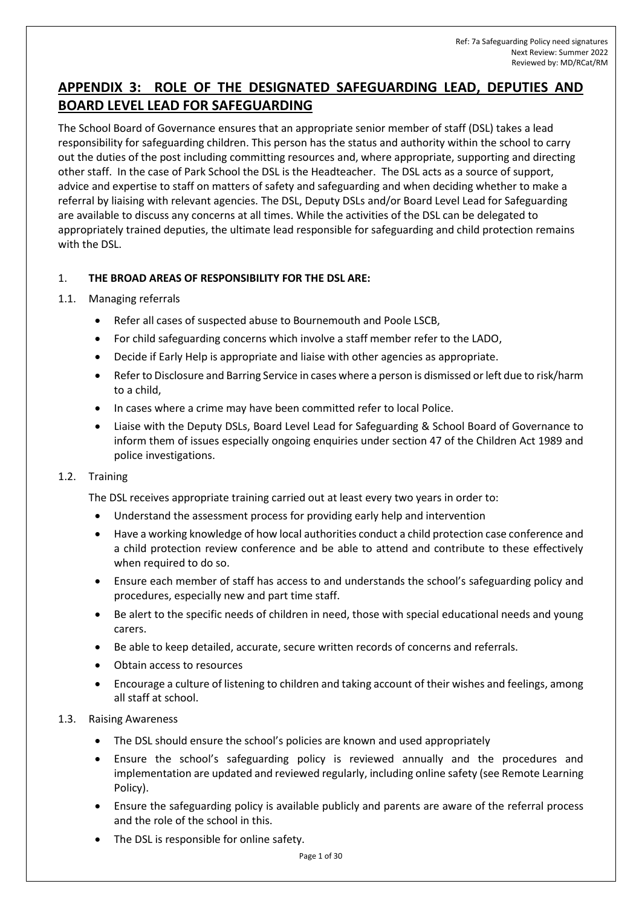## APPENDIX 3: ROLE OF THE DESIGNATED SAFEGUARDING LEAD, DEPUTIES AND BOARD LEVEL LEAD FOR SAFEGUARDING

The School Board of Governance ensures that an appropriate senior member of staff (DSL) takes a lead responsibility for safeguarding children. This person has the status and authority within the school to carry out the duties of the post including committing resources and, where appropriate, supporting and directing other staff. In the case of Park School the DSL is the Headteacher. The DSL acts as a source of support, advice and expertise to staff on matters of safety and safeguarding and when deciding whether to make a referral by liaising with relevant agencies. The DSL, Deputy DSLs and/or Board Level Lead for Safeguarding are available to discuss any concerns at all times. While the activities of the DSL can be delegated to appropriately trained deputies, the ultimate lead responsible for safeguarding and child protection remains with the DSL.

1. **THE BROAD AREAS OF RESPONSIBILITY FOR THE DSL ARE:**

1.1. Managing referrals

- Refer all cases of suspected abuse to Bournemouth and Poole LSCB,
- For child safeguarding concerns which involve a staff member refer to the LADO,
- Decide if Early Help is appropriate and liaise with other agencies as appropriate.
- Refer to Disclosure and Barring Service in cases where a person is dismissed or left due to risk/harm to a child,
- In cases where a crime may have been committed refer to local Police.
- Liaise with the Deputy DSLs, Board Level Lead for Safeguarding & School Board of Governance to inform them of issues especially ongoing enquiries under section 47 of the Children Act 1989 and police investigations.

1.2. Training

The DSL receives appropriate training carried out at least every two years in order to:

- Understand the assessment process for providing early help and intervention
- Have a working knowledge of how local authorities conduct a child protection case conference and a child protection review conference and be able to attend and contribute to these effectively when required to do so.
- Ensure each member of staff has access to and understands the school's safeguarding policy and procedures, especially new and part time staff.
- Be alert to the specific needs of children in need, those with special educational needs and young carers.
- Be able to keep detailed, accurate, secure written records of concerns and referrals.
- Obtain access to resources
- Encourage a culture of listening to children and taking account of their wishes and feelings, among all staff at school.

1.3. Raising Awareness

- The DSL should ensure the school's policies are known and used appropriately
- Ensure the school's safeguarding policy is reviewed annually and the procedures and implementation are updated and reviewed regularly, including online safety (see Remote Learning Policy).
- Ensure the safeguarding policy is available publicly and parents are aware of the referral process and the role of the school in this.
- The DSL is responsible for online safety.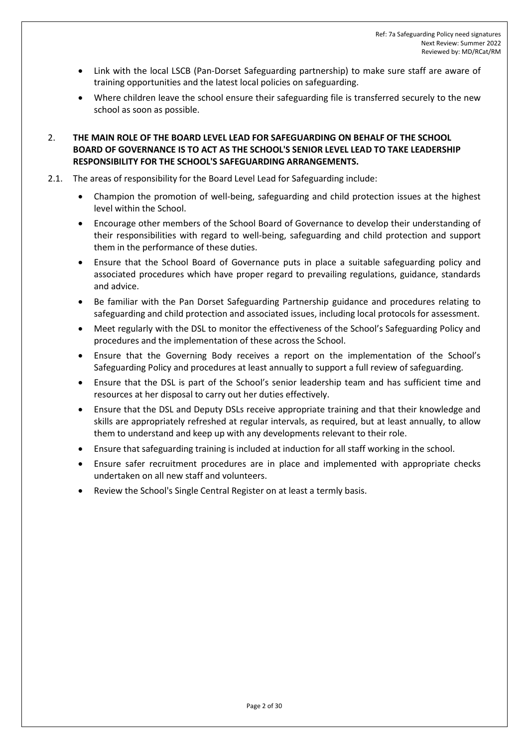- Link with the local LSCB (Pan-Dorset Safeguarding partnership) to make sure staff are aware of training opportunities and the latest local policies on safeguarding.
- Where children leave the school ensure their safeguarding file is transferred securely to the new school as soon as possible.

2. **THE MAIN ROLE OF THE BOARD LEVEL LEAD FOR SAFEGUARDING ON BEHALF OF THE SCHOOL BOARD OF GOVERNANCE IS TO ACT AS THE SCHOOL'S SENIOR LEVEL LEAD TO TAKE LEADERSHIP RESPONSIBILITY FOR THE SCHOOL'S SAFEGUARDING ARRANGEMENTS.**

2.1. The areas of responsibility for the Board Level Lead for Safeguarding include:

- Champion the promotion of well-being, safeguarding and child protection issues at the highest level within the School.
- Encourage other members of the School Board of Governance to develop their understanding of their responsibilities with regard to well-being, safeguarding and child protection and support them in the performance of these duties.
- Ensure that the School Board of Governance puts in place a suitable safeguarding policy and associated procedures which have proper regard to prevailing regulations, guidance, standards and advice.
- Be familiar with the Pan Dorset Safeguarding Partnership guidance and procedures relating to safeguarding and child protection and associated issues, including local protocols for assessment.
- Meet regularly with the DSL to monitor the effectiveness of the School's Safeguarding Policy and procedures and the implementation of these across the School.
- Ensure that the Governing Body receives a report on the implementation of the School's Safeguarding Policy and procedures at least annually to support a full review of safeguarding.
- Ensure that the DSL is part of the School's senior leadership team and has sufficient time and resources at her disposal to carry out her duties effectively.
- Ensure that the DSL and Deputy DSLs receive appropriate training and that their knowledge and skills are appropriately refreshed at regular intervals, as required, but at least annually, to allow them to understand and keep up with any developments relevant to their role.
- Ensure that safeguarding training is included at induction for all staff working in the school.
- Ensure safer recruitment procedures are in place and implemented with appropriate checks undertaken on all new staff and volunteers.
- Review the School's Single Central Register on at least a termly basis.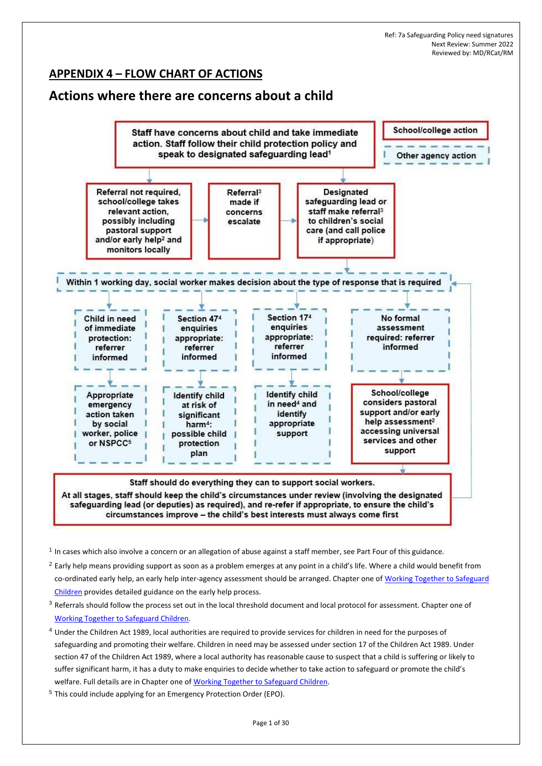## APPENDIX 4 – FLOW CHART OF ACTIONS

# Actions where there are concerns about a child

School/college action

Other agency action

Staff have concerns about child and take immediate action. Staff follow their child protection policy and speak to designated safeguarding lead[1]

Referral not required, school/college takes relevant action, possibly including pastoral support and/or early help[2] and monitors locally

Referral[3] made if concerns escalate

Designated safeguarding lead or staff make referral[3] to children's social care (and call police if appropriate)

Within 1 working day, social worker makes decision about the type of response that is required

Child in need of immediate protection: referrer informed

Section 47[4] enquiries appropriate: referrer informed

Section 17[4] enquiries appropriate: referrer informed

No formal assessment required: referrer informed

Appropriate emergency action taken by social worker, police or NSPCC[5]

Identify child at risk of significant harm[4]: possible child protection plan

Identify child in need[4] and identify appropriate support

School/college considers pastoral support and/or early help assessment[2] accessing universal services and other support

Staff should do everything they can to support social workers.

At all stages, staff should keep the child's circumstances under review (involving the designated safeguarding lead (or deputies) as required), and re-refer if appropriate, to ensure the child's circumstances improve – the child's best interests must always come first

[1] In cases which also involve a concern or an allegation of abuse against a staff member, see Part Four of this guidance.

[2] Early help means providing support as soon as a problem emerges at any point in a child's life. Where a child would benefit from co-ordinated early help, an early help inter-agency assessment should be arranged. Chapter one of Working Together to Safeguard Children provides detailed guidance on the early help process.

[3] Referrals should follow the process set out in the local threshold document and local protocol for assessment. Chapter one of Working Together to Safeguard Children.

[4] Under the Children Act 1989, local authorities are required to provide services for children in need for the purposes of safeguarding and promoting their welfare. Children in need may be assessed under section 17 of the Children Act 1989. Under section 47 of the Children Act 1989, where a local authority has reasonable cause to suspect that a child is suffering or likely to suffer significant harm, it has a duty to make enquiries to decide whether to take action to safeguard or promote the child's welfare. Full details are in Chapter one of Working Together to Safeguard Children.

[5] This could include applying for an Emergency Protection Order (EPO).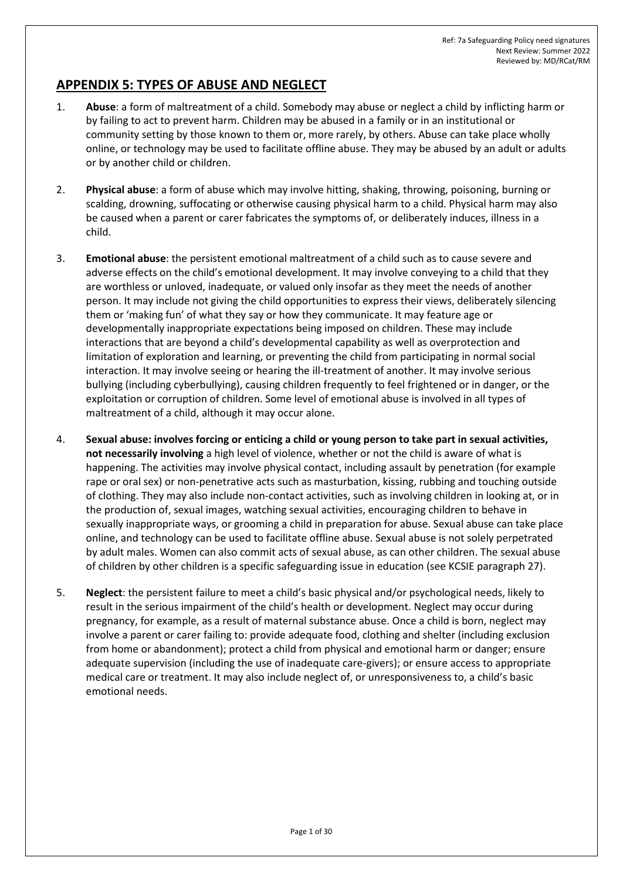## APPENDIX 5: TYPES OF ABUSE AND NEGLECT

1. **Abuse**: a form of maltreatment of a child. Somebody may abuse or neglect a child by inflicting harm or by failing to act to prevent harm. Children may be abused in a family or in an institutional or community setting by those known to them or, more rarely, by others. Abuse can take place wholly online, or technology may be used to facilitate offline abuse. They may be abused by an adult or adults or by another child or children.

2. **Physical abuse**: a form of abuse which may involve hitting, shaking, throwing, poisoning, burning or scalding, drowning, suffocating or otherwise causing physical harm to a child. Physical harm may also be caused when a parent or carer fabricates the symptoms of, or deliberately induces, illness in a child.

3. **Emotional abuse**: the persistent emotional maltreatment of a child such as to cause severe and adverse effects on the child's emotional development. It may involve conveying to a child that they are worthless or unloved, inadequate, or valued only insofar as they meet the needs of another person. It may include not giving the child opportunities to express their views, deliberately silencing them or 'making fun' of what they say or how they communicate. It may feature age or developmentally inappropriate expectations being imposed on children. These may include interactions that are beyond a child's developmental capability as well as overprotection and limitation of exploration and learning, or preventing the child from participating in normal social interaction. It may involve seeing or hearing the ill-treatment of another. It may involve serious bullying (including cyberbullying), causing children frequently to feel frightened or in danger, or the exploitation or corruption of children. Some level of emotional abuse is involved in all types of maltreatment of a child, although it may occur alone.

4. **Sexual abuse: involves forcing or enticing a child or young person to take part in sexual activities, not necessarily involving** a high level of violence, whether or not the child is aware of what is happening. The activities may involve physical contact, including assault by penetration (for example rape or oral sex) or non-penetrative acts such as masturbation, kissing, rubbing and touching outside of clothing. They may also include non-contact activities, such as involving children in looking at, or in the production of, sexual images, watching sexual activities, encouraging children to behave in sexually inappropriate ways, or grooming a child in preparation for abuse. Sexual abuse can take place online, and technology can be used to facilitate offline abuse. Sexual abuse is not solely perpetrated by adult males. Women can also commit acts of sexual abuse, as can other children. The sexual abuse of children by other children is a specific safeguarding issue in education (see KCSIE paragraph 27).

5. **Neglect**: the persistent failure to meet a child's basic physical and/or psychological needs, likely to result in the serious impairment of the child's health or development. Neglect may occur during pregnancy, for example, as a result of maternal substance abuse. Once a child is born, neglect may involve a parent or carer failing to: provide adequate food, clothing and shelter (including exclusion from home or abandonment); protect a child from physical and emotional harm or danger; ensure adequate supervision (including the use of inadequate care-givers); or ensure access to appropriate medical care or treatment. It may also include neglect of, or unresponsiveness to, a child's basic emotional needs.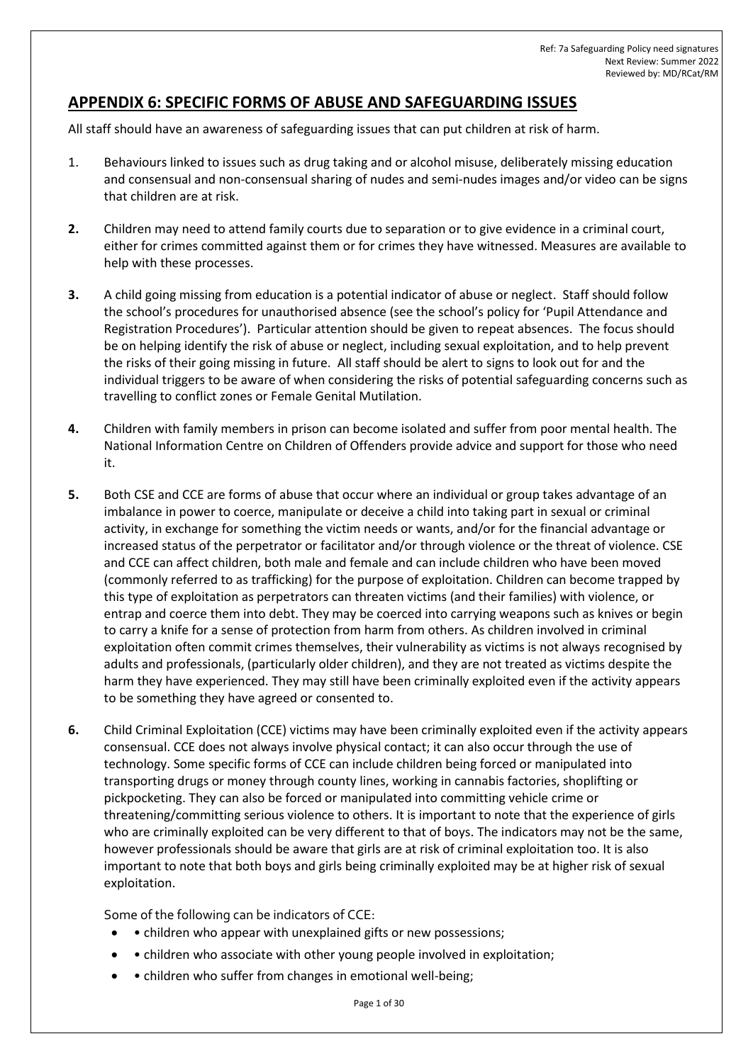## APPENDIX 6: SPECIFIC FORMS OF ABUSE AND SAFEGUARDING ISSUES

All staff should have an awareness of safeguarding issues that can put children at risk of harm.

1. Behaviours linked to issues such as drug taking and or alcohol misuse, deliberately missing education and consensual and non-consensual sharing of nudes and semi-nudes images and/or video can be signs that children are at risk.

**2.** Children may need to attend family courts due to separation or to give evidence in a criminal court, either for crimes committed against them or for crimes they have witnessed. Measures are available to help with these processes.

**3.** A child going missing from education is a potential indicator of abuse or neglect. Staff should follow the school's procedures for unauthorised absence (see the school's policy for 'Pupil Attendance and Registration Procedures'). Particular attention should be given to repeat absences. The focus should be on helping identify the risk of abuse or neglect, including sexual exploitation, and to help prevent the risks of their going missing in future. All staff should be alert to signs to look out for and the individual triggers to be aware of when considering the risks of potential safeguarding concerns such as travelling to conflict zones or Female Genital Mutilation.

**4.** Children with family members in prison can become isolated and suffer from poor mental health. The National Information Centre on Children of Offenders provide advice and support for those who need it.

**5.** Both CSE and CCE are forms of abuse that occur where an individual or group takes advantage of an imbalance in power to coerce, manipulate or deceive a child into taking part in sexual or criminal activity, in exchange for something the victim needs or wants, and/or for the financial advantage or increased status of the perpetrator or facilitator and/or through violence or the threat of violence. CSE and CCE can affect children, both male and female and can include children who have been moved (commonly referred to as trafficking) for the purpose of exploitation. Children can become trapped by this type of exploitation as perpetrators can threaten victims (and their families) with violence, or entrap and coerce them into debt. They may be coerced into carrying weapons such as knives or begin to carry a knife for a sense of protection from harm from others. As children involved in criminal exploitation often commit crimes themselves, their vulnerability as victims is not always recognised by adults and professionals, (particularly older children), and they are not treated as victims despite the harm they have experienced. They may still have been criminally exploited even if the activity appears to be something they have agreed or consented to.

**6.** Child Criminal Exploitation (CCE) victims may have been criminally exploited even if the activity appears consensual. CCE does not always involve physical contact; it can also occur through the use of technology. Some specific forms of CCE can include children being forced or manipulated into transporting drugs or money through county lines, working in cannabis factories, shoplifting or pickpocketing. They can also be forced or manipulated into committing vehicle crime or threatening/committing serious violence to others. It is important to note that the experience of girls who are criminally exploited can be very different to that of boys. The indicators may not be the same, however professionals should be aware that girls are at risk of criminal exploitation too. It is also important to note that both boys and girls being criminally exploited may be at higher risk of sexual exploitation.

Some of the following can be indicators of CCE:

- • children who appear with unexplained gifts or new possessions;
- • children who associate with other young people involved in exploitation;
- • children who suffer from changes in emotional well-being;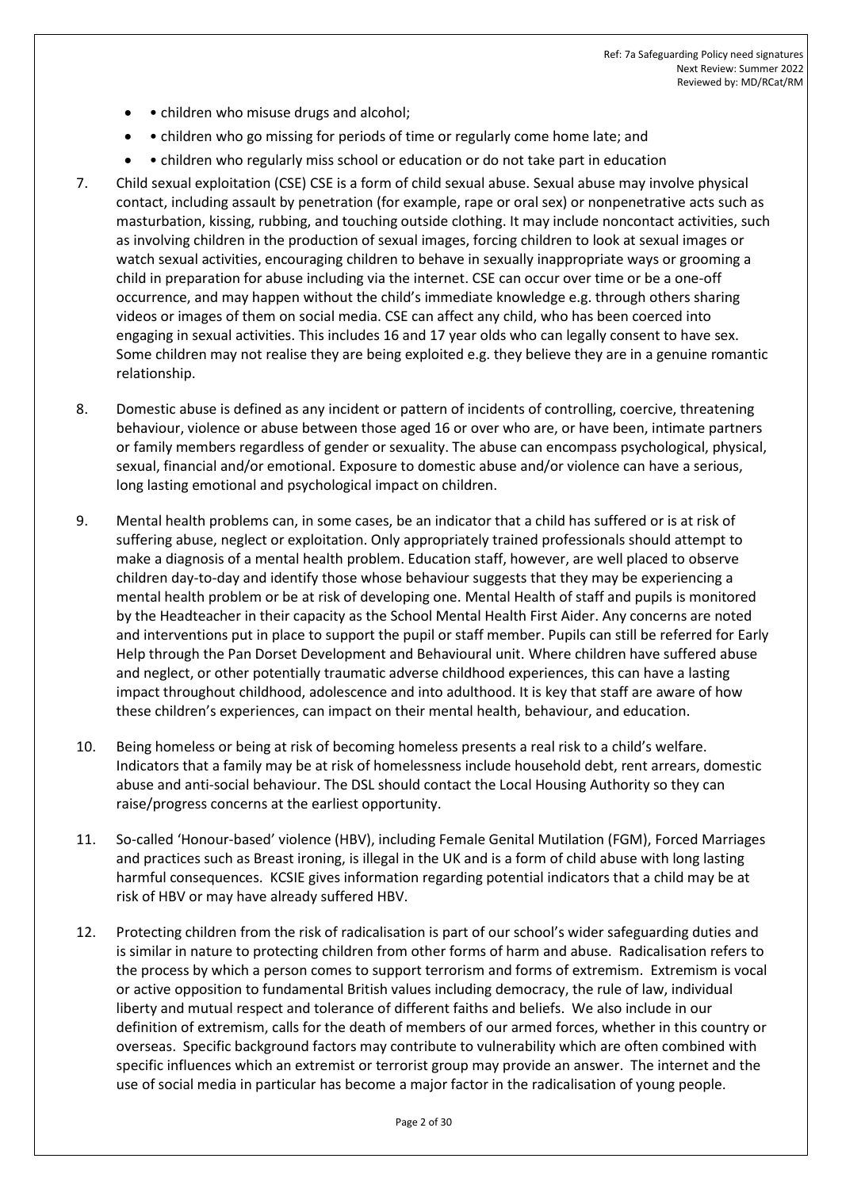- • children who misuse drugs and alcohol;
- • children who go missing for periods of time or regularly come home late; and
- • children who regularly miss school or education or do not take part in education

7. Child sexual exploitation (CSE) CSE is a form of child sexual abuse. Sexual abuse may involve physical contact, including assault by penetration (for example, rape or oral sex) or nonpenetrative acts such as masturbation, kissing, rubbing, and touching outside clothing. It may include noncontact activities, such as involving children in the production of sexual images, forcing children to look at sexual images or watch sexual activities, encouraging children to behave in sexually inappropriate ways or grooming a child in preparation for abuse including via the internet. CSE can occur over time or be a one-off occurrence, and may happen without the child's immediate knowledge e.g. through others sharing videos or images of them on social media. CSE can affect any child, who has been coerced into engaging in sexual activities. This includes 16 and 17 year olds who can legally consent to have sex. Some children may not realise they are being exploited e.g. they believe they are in a genuine romantic relationship.

8. Domestic abuse is defined as any incident or pattern of incidents of controlling, coercive, threatening behaviour, violence or abuse between those aged 16 or over who are, or have been, intimate partners or family members regardless of gender or sexuality. The abuse can encompass psychological, physical, sexual, financial and/or emotional. Exposure to domestic abuse and/or violence can have a serious, long lasting emotional and psychological impact on children.

9. Mental health problems can, in some cases, be an indicator that a child has suffered or is at risk of suffering abuse, neglect or exploitation. Only appropriately trained professionals should attempt to make a diagnosis of a mental health problem. Education staff, however, are well placed to observe children day-to-day and identify those whose behaviour suggests that they may be experiencing a mental health problem or be at risk of developing one. Mental Health of staff and pupils is monitored by the Headteacher in their capacity as the School Mental Health First Aider. Any concerns are noted and interventions put in place to support the pupil or staff member. Pupils can still be referred for Early Help through the Pan Dorset Development and Behavioural unit. Where children have suffered abuse and neglect, or other potentially traumatic adverse childhood experiences, this can have a lasting impact throughout childhood, adolescence and into adulthood. It is key that staff are aware of how these children's experiences, can impact on their mental health, behaviour, and education.

10. Being homeless or being at risk of becoming homeless presents a real risk to a child's welfare. Indicators that a family may be at risk of homelessness include household debt, rent arrears, domestic abuse and anti-social behaviour. The DSL should contact the Local Housing Authority so they can raise/progress concerns at the earliest opportunity.

11. So-called 'Honour-based' violence (HBV), including Female Genital Mutilation (FGM), Forced Marriages and practices such as Breast ironing, is illegal in the UK and is a form of child abuse with long lasting harmful consequences. KCSIE gives information regarding potential indicators that a child may be at risk of HBV or may have already suffered HBV.

12. Protecting children from the risk of radicalisation is part of our school's wider safeguarding duties and is similar in nature to protecting children from other forms of harm and abuse. Radicalisation refers to the process by which a person comes to support terrorism and forms of extremism. Extremism is vocal or active opposition to fundamental British values including democracy, the rule of law, individual liberty and mutual respect and tolerance of different faiths and beliefs. We also include in our definition of extremism, calls for the death of members of our armed forces, whether in this country or overseas. Specific background factors may contribute to vulnerability which are often combined with specific influences which an extremist or terrorist group may provide an answer. The internet and the use of social media in particular has become a major factor in the radicalisation of young people.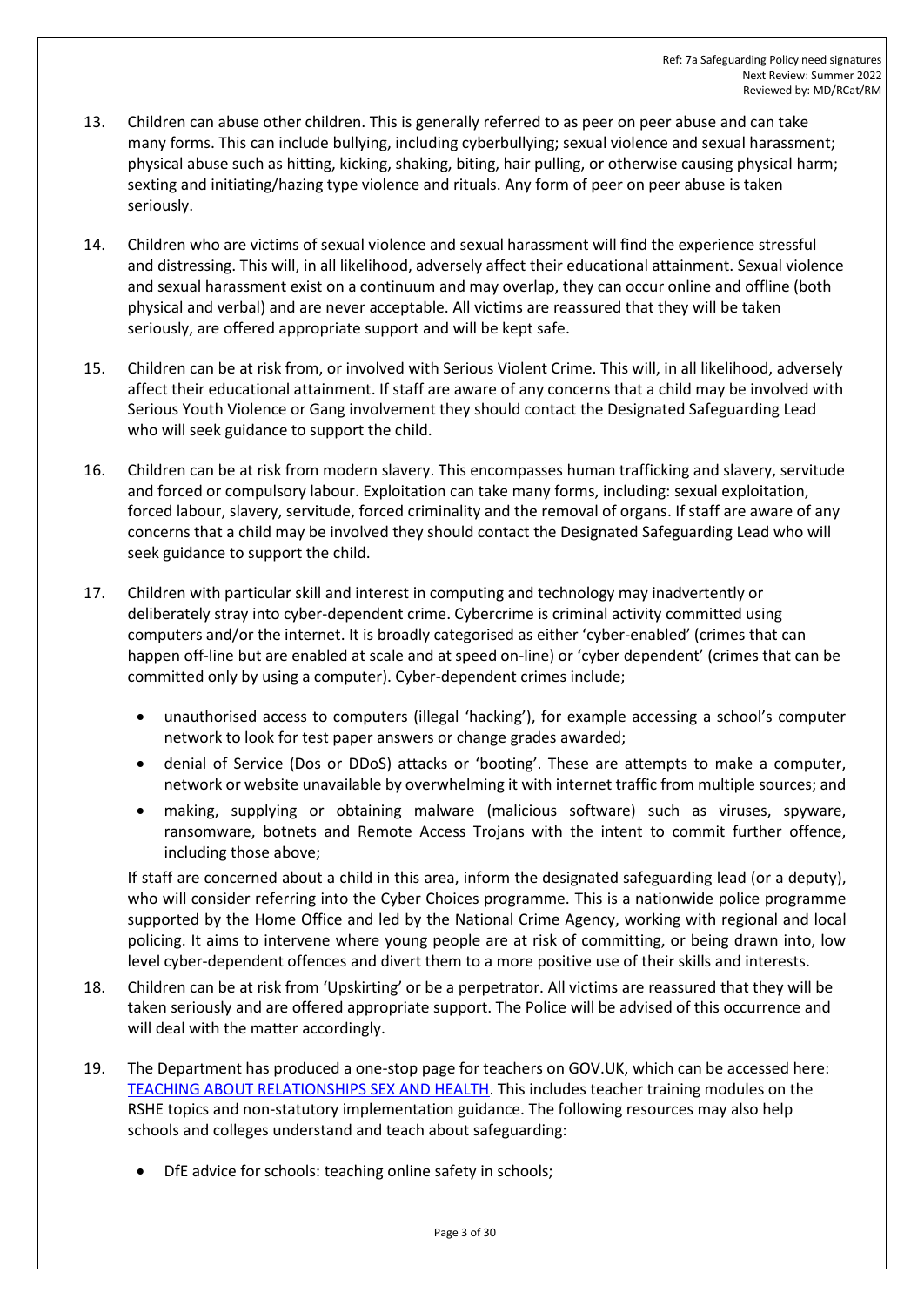13. Children can abuse other children. This is generally referred to as peer on peer abuse and can take many forms. This can include bullying, including cyberbullying; sexual violence and sexual harassment; physical abuse such as hitting, kicking, shaking, biting, hair pulling, or otherwise causing physical harm; sexting and initiating/hazing type violence and rituals. Any form of peer on peer abuse is taken seriously.

14. Children who are victims of sexual violence and sexual harassment will find the experience stressful and distressing. This will, in all likelihood, adversely affect their educational attainment. Sexual violence and sexual harassment exist on a continuum and may overlap, they can occur online and offline (both physical and verbal) and are never acceptable. All victims are reassured that they will be taken seriously, are offered appropriate support and will be kept safe.

15. Children can be at risk from, or involved with Serious Violent Crime. This will, in all likelihood, adversely affect their educational attainment. If staff are aware of any concerns that a child may be involved with Serious Youth Violence or Gang involvement they should contact the Designated Safeguarding Lead who will seek guidance to support the child.

16. Children can be at risk from modern slavery. This encompasses human trafficking and slavery, servitude and forced or compulsory labour. Exploitation can take many forms, including: sexual exploitation, forced labour, slavery, servitude, forced criminality and the removal of organs. If staff are aware of any concerns that a child may be involved they should contact the Designated Safeguarding Lead who will seek guidance to support the child.

17. Children with particular skill and interest in computing and technology may inadvertently or deliberately stray into cyber-dependent crime. Cybercrime is criminal activity committed using computers and/or the internet. It is broadly categorised as either 'cyber-enabled' (crimes that can happen off-line but are enabled at scale and at speed on-line) or 'cyber dependent' (crimes that can be committed only by using a computer). Cyber-dependent crimes include;

    - unauthorised access to computers (illegal 'hacking'), for example accessing a school's computer network to look for test paper answers or change grades awarded;
    - denial of Service (Dos or DDoS) attacks or 'booting'. These are attempts to make a computer, network or website unavailable by overwhelming it with internet traffic from multiple sources; and
    - making, supplying or obtaining malware (malicious software) such as viruses, spyware, ransomware, botnets and Remote Access Trojans with the intent to commit further offence, including those above;

    If staff are concerned about a child in this area, inform the designated safeguarding lead (or a deputy), who will consider referring into the Cyber Choices programme. This is a nationwide police programme supported by the Home Office and led by the National Crime Agency, working with regional and local policing. It aims to intervene where young people are at risk of committing, or being drawn into, low level cyber-dependent offences and divert them to a more positive use of their skills and interests.

18. Children can be at risk from 'Upskirting' or be a perpetrator. All victims are reassured that they will be taken seriously and are offered appropriate support. The Police will be advised of this occurrence and will deal with the matter accordingly.

19. The Department has produced a one-stop page for teachers on GOV.UK, which can be accessed here: [TEACHING ABOUT RELATIONSHIPS SEX AND HEALTH](). This includes teacher training modules on the RSHE topics and non-statutory implementation guidance. The following resources may also help schools and colleges understand and teach about safeguarding:

    - DfE advice for schools: teaching online safety in schools;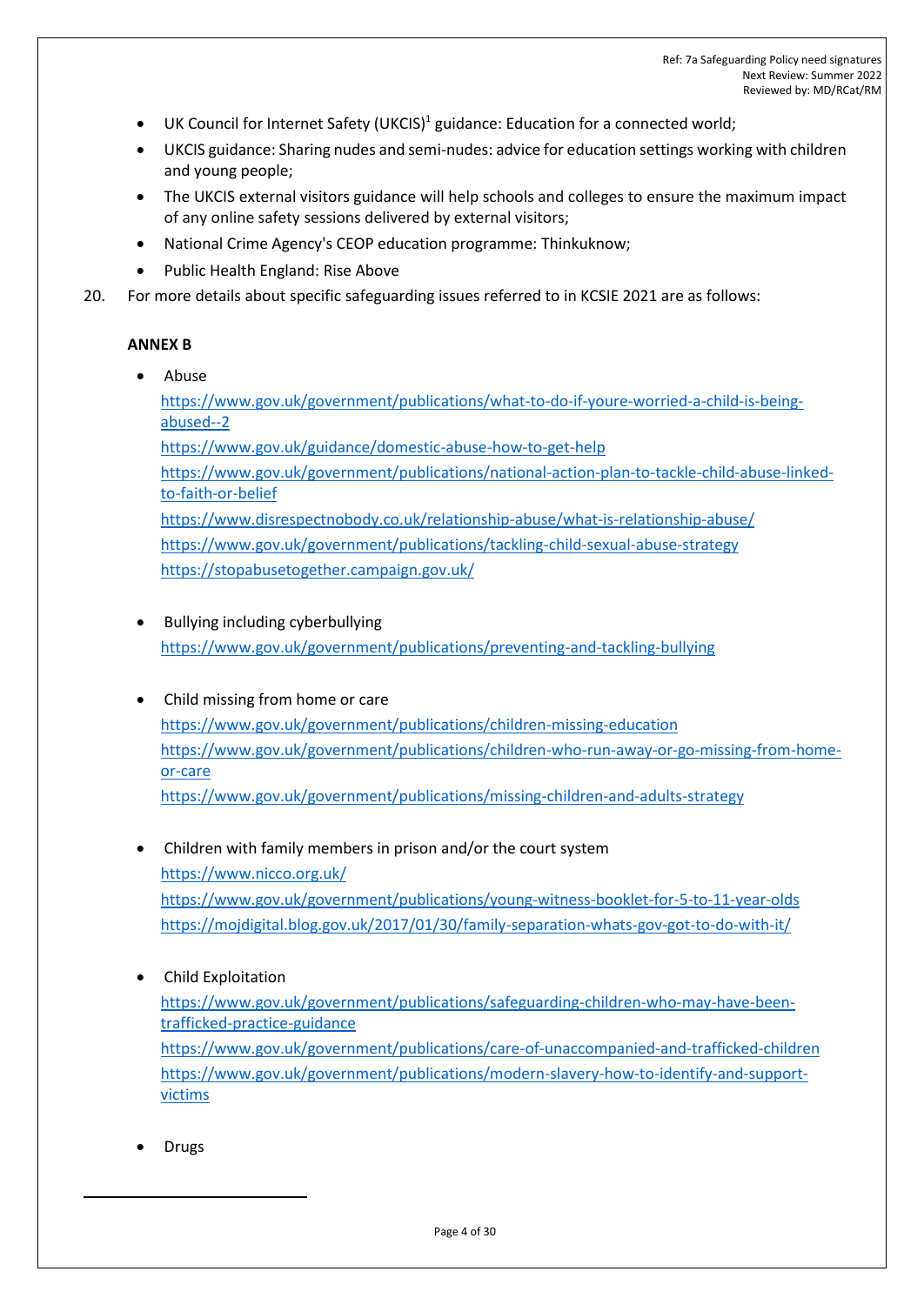- UK Council for Internet Safety (UKCIS)[1] guidance: Education for a connected world;
- UKCIS guidance: Sharing nudes and semi-nudes: advice for education settings working with children and young people;
- The UKCIS external visitors guidance will help schools and colleges to ensure the maximum impact of any online safety sessions delivered by external visitors;
- National Crime Agency's CEOP education programme: Thinkuknow;
- Public Health England: Rise Above

20. For more details about specific safeguarding issues referred to in KCSIE 2021 are as follows:

**ANNEX B**

- Abuse
  https://www.gov.uk/government/publications/what-to-do-if-youre-worried-a-child-is-being-abused--2
  https://www.gov.uk/guidance/domestic-abuse-how-to-get-help
  https://www.gov.uk/government/publications/national-action-plan-to-tackle-child-abuse-linked-to-faith-or-belief
  https://www.disrespectnobody.co.uk/relationship-abuse/what-is-relationship-abuse/
  https://www.gov.uk/government/publications/tackling-child-sexual-abuse-strategy
  https://stopabusetogether.campaign.gov.uk/

- Bullying including cyberbullying
  https://www.gov.uk/government/publications/preventing-and-tackling-bullying

- Child missing from home or care
  https://www.gov.uk/government/publications/children-missing-education
  https://www.gov.uk/government/publications/children-who-run-away-or-go-missing-from-home-or-care
  https://www.gov.uk/government/publications/missing-children-and-adults-strategy

- Children with family members in prison and/or the court system
  https://www.nicco.org.uk/
  https://www.gov.uk/government/publications/young-witness-booklet-for-5-to-11-year-olds
  https://mojdigital.blog.gov.uk/2017/01/30/family-separation-whats-gov-got-to-do-with-it/

- Child Exploitation
  https://www.gov.uk/government/publications/safeguarding-children-who-may-have-been-trafficked-practice-guidance
  https://www.gov.uk/government/publications/care-of-unaccompanied-and-trafficked-children
  https://www.gov.uk/government/publications/modern-slavery-how-to-identify-and-support-victims

- Drugs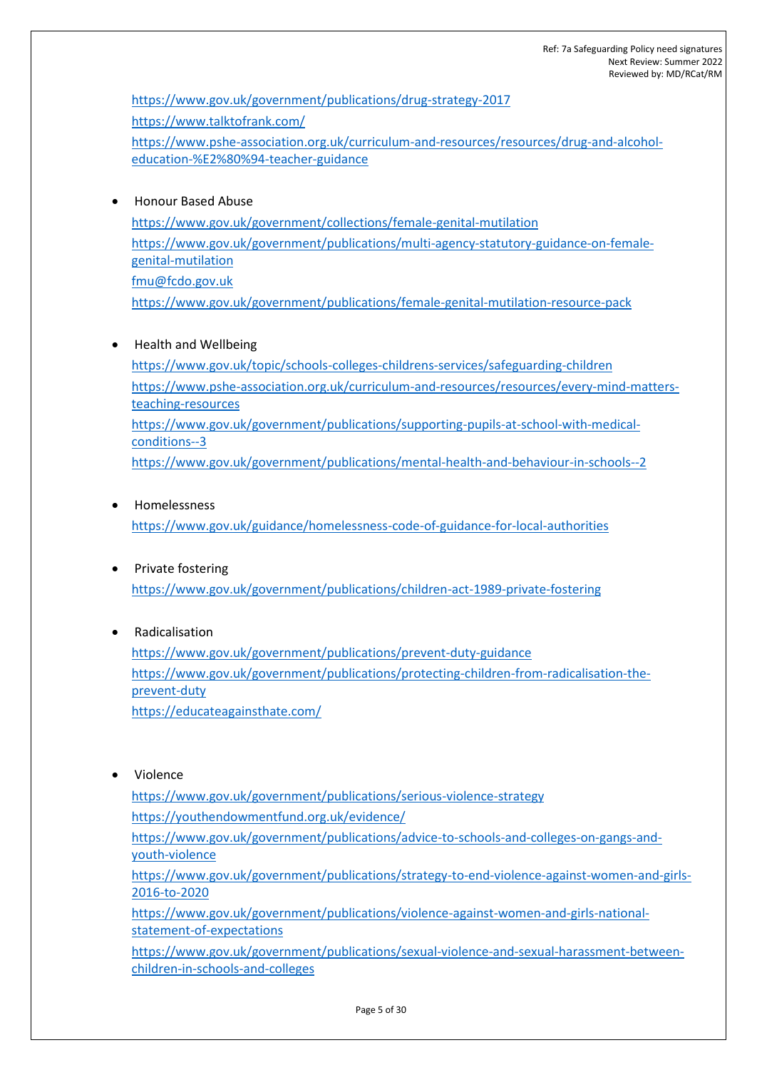https://www.gov.uk/government/publications/drug-strategy-2017

https://www.talktofrank.com/

https://www.pshe-association.org.uk/curriculum-and-resources/resources/drug-and-alcohol-education-%E2%80%94-teacher-guidance

- Honour Based Abuse

  https://www.gov.uk/government/collections/female-genital-mutilation

  https://www.gov.uk/government/publications/multi-agency-statutory-guidance-on-female-genital-mutilation

  fmu@fcdo.gov.uk

  https://www.gov.uk/government/publications/female-genital-mutilation-resource-pack

- Health and Wellbeing

  https://www.gov.uk/topic/schools-colleges-childrens-services/safeguarding-children

  https://www.pshe-association.org.uk/curriculum-and-resources/resources/every-mind-matters-teaching-resources

  https://www.gov.uk/government/publications/supporting-pupils-at-school-with-medical-conditions--3

  https://www.gov.uk/government/publications/mental-health-and-behaviour-in-schools--2

- Homelessness

  https://www.gov.uk/guidance/homelessness-code-of-guidance-for-local-authorities

- Private fostering

  https://www.gov.uk/government/publications/children-act-1989-private-fostering

- Radicalisation

  https://www.gov.uk/government/publications/prevent-duty-guidance

  https://www.gov.uk/government/publications/protecting-children-from-radicalisation-the-prevent-duty

  https://educateagainsthate.com/

- Violence

  https://www.gov.uk/government/publications/serious-violence-strategy

  https://youthendowmentfund.org.uk/evidence/

  https://www.gov.uk/government/publications/advice-to-schools-and-colleges-on-gangs-and-youth-violence

  https://www.gov.uk/government/publications/strategy-to-end-violence-against-women-and-girls-2016-to-2020

  https://www.gov.uk/government/publications/violence-against-women-and-girls-national-statement-of-expectations

  https://www.gov.uk/government/publications/sexual-violence-and-sexual-harassment-between-children-in-schools-and-colleges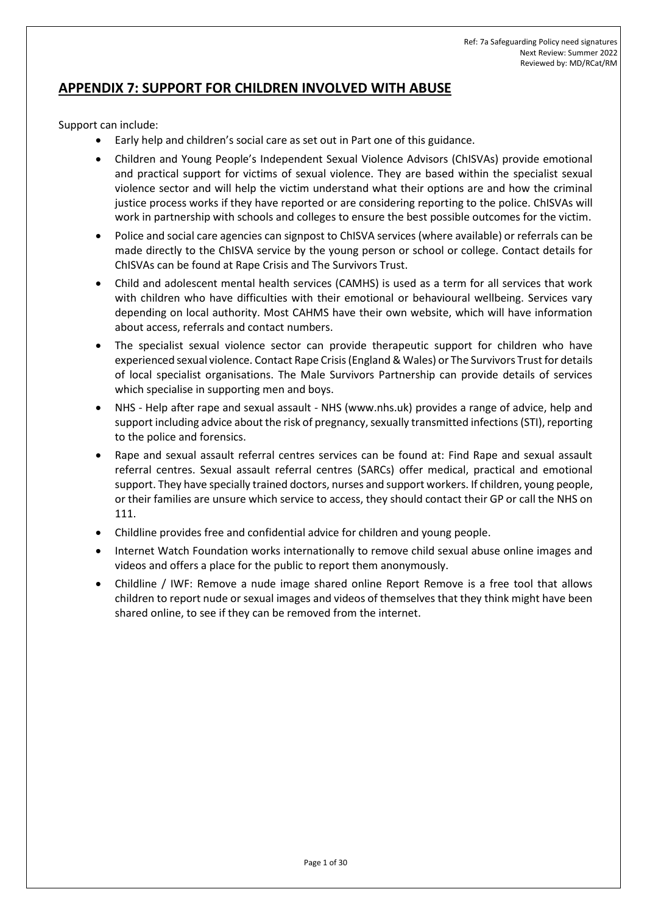## APPENDIX 7: SUPPORT FOR CHILDREN INVOLVED WITH ABUSE

Support can include:

- Early help and children's social care as set out in Part one of this guidance.
- Children and Young People's Independent Sexual Violence Advisors (ChISVAs) provide emotional and practical support for victims of sexual violence. They are based within the specialist sexual violence sector and will help the victim understand what their options are and how the criminal justice process works if they have reported or are considering reporting to the police. ChISVAs will work in partnership with schools and colleges to ensure the best possible outcomes for the victim.
- Police and social care agencies can signpost to ChISVA services (where available) or referrals can be made directly to the ChISVA service by the young person or school or college. Contact details for ChISVAs can be found at Rape Crisis and The Survivors Trust.
- Child and adolescent mental health services (CAMHS) is used as a term for all services that work with children who have difficulties with their emotional or behavioural wellbeing. Services vary depending on local authority. Most CAHMS have their own website, which will have information about access, referrals and contact numbers.
- The specialist sexual violence sector can provide therapeutic support for children who have experienced sexual violence. Contact Rape Crisis (England & Wales) or The Survivors Trust for details of local specialist organisations. The Male Survivors Partnership can provide details of services which specialise in supporting men and boys.
- NHS - Help after rape and sexual assault - NHS (www.nhs.uk) provides a range of advice, help and support including advice about the risk of pregnancy, sexually transmitted infections (STI), reporting to the police and forensics.
- Rape and sexual assault referral centres services can be found at: Find Rape and sexual assault referral centres. Sexual assault referral centres (SARCs) offer medical, practical and emotional support. They have specially trained doctors, nurses and support workers. If children, young people, or their families are unsure which service to access, they should contact their GP or call the NHS on 111.
- Childline provides free and confidential advice for children and young people.
- Internet Watch Foundation works internationally to remove child sexual abuse online images and videos and offers a place for the public to report them anonymously.
- Childline / IWF: Remove a nude image shared online Report Remove is a free tool that allows children to report nude or sexual images and videos of themselves that they think might have been shared online, to see if they can be removed from the internet.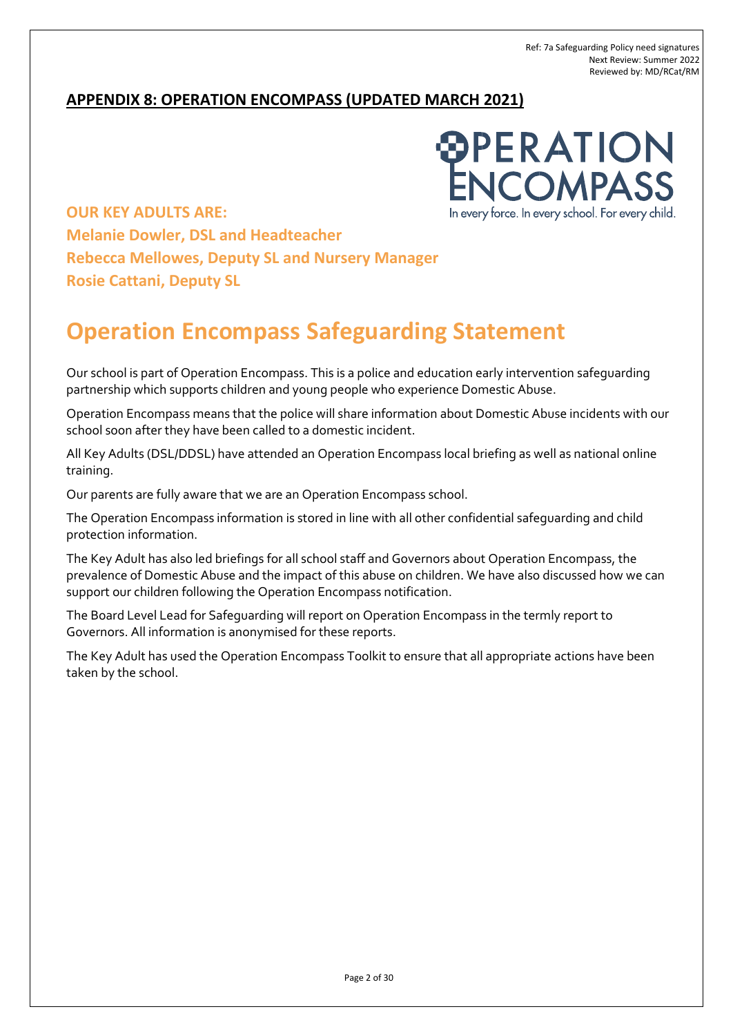Ref: 7a Safeguarding Policy need signatures
Next Review: Summer 2022
Reviewed by: MD/RCat/RM

## APPENDIX 8: OPERATION ENCOMPASS (UPDATED MARCH 2021)

OPERATION ENCOMPASS
In every force. In every school. For every child.

**OUR KEY ADULTS ARE:**
**Melanie Dowler, DSL and Headteacher**
**Rebecca Mellowes, Deputy SL and Nursery Manager**
**Rosie Cattani, Deputy SL**

# Operation Encompass Safeguarding Statement

Our school is part of Operation Encompass. This is a police and education early intervention safeguarding partnership which supports children and young people who experience Domestic Abuse.

Operation Encompass means that the police will share information about Domestic Abuse incidents with our school soon after they have been called to a domestic incident.

All Key Adults (DSL/DDSL) have attended an Operation Encompass local briefing as well as national online training.

Our parents are fully aware that we are an Operation Encompass school.

The Operation Encompass information is stored in line with all other confidential safeguarding and child protection information.

The Key Adult has also led briefings for all school staff and Governors about Operation Encompass, the prevalence of Domestic Abuse and the impact of this abuse on children. We have also discussed how we can support our children following the Operation Encompass notification.

The Board Level Lead for Safeguarding will report on Operation Encompass in the termly report to Governors. All information is anonymised for these reports.

The Key Adult has used the Operation Encompass Toolkit to ensure that all appropriate actions have been taken by the school.